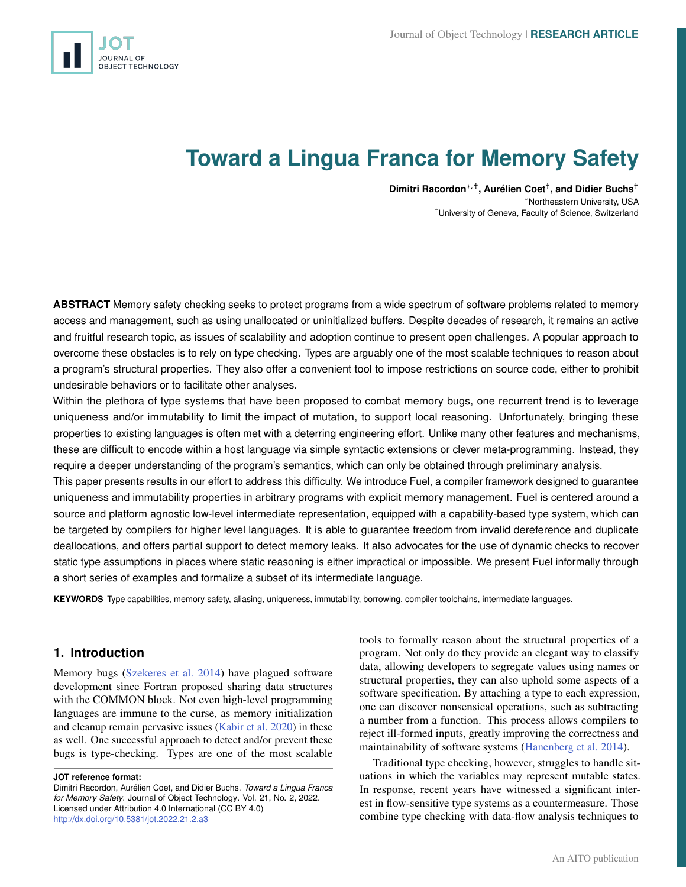# Toward a Lingua Franca for Memory Safety

**Dimitri Racordon**[\*,†], **Aurélien Coet**[†], **and Didier Buchs**[†]

[\*]Northeastern University, USA

[†]University of Geneva, Faculty of Science, Switzerland

**ABSTRACT** Memory safety checking seeks to protect programs from a wide spectrum of software problems related to memory access and management, such as using unallocated or uninitialized buffers. Despite decades of research, it remains an active and fruitful research topic, as issues of scalability and adoption continue to present open challenges. A popular approach to overcome these obstacles is to rely on type checking. Types are arguably one of the most scalable techniques to reason about a program's structural properties. They also offer a convenient tool to impose restrictions on source code, either to prohibit undesirable behaviors or to facilitate other analyses.

Within the plethora of type systems that have been proposed to combat memory bugs, one recurrent trend is to leverage uniqueness and/or immutability to limit the impact of mutation, to support local reasoning. Unfortunately, bringing these properties to existing languages is often met with a deterring engineering effort. Unlike many other features and mechanisms, these are difficult to encode within a host language via simple syntactic extensions or clever meta-programming. Instead, they require a deeper understanding of the program's semantics, which can only be obtained through preliminary analysis.

This paper presents results in our effort to address this difficulty. We introduce Fuel, a compiler framework designed to guarantee uniqueness and immutability properties in arbitrary programs with explicit memory management. Fuel is centered around a source and platform agnostic low-level intermediate representation, equipped with a capability-based type system, which can be targeted by compilers for higher level languages. It is able to guarantee freedom from invalid dereference and duplicate deallocations, and offers partial support to detect memory leaks. It also advocates for the use of dynamic checks to recover static type assumptions in places where static reasoning is either impractical or impossible. We present Fuel informally through a short series of examples and formalize a subset of its intermediate language.

**KEYWORDS** Type capabilities, memory safety, aliasing, uniqueness, immutability, borrowing, compiler toolchains, intermediate languages.

## 1. Introduction

Memory bugs (Szekeres et al. 2014) have plagued software development since Fortran proposed sharing data structures with the COMMON block. Not even high-level programming languages are immune to the curse, as memory initialization and cleanup remain pervasive issues (Kabir et al. 2020) in these as well. One successful approach to detect and/or prevent these bugs is type-checking. Types are one of the most scalable tools to formally reason about the structural properties of a program. Not only do they provide an elegant way to classify data, allowing developers to segregate values using names or structural properties, they can also uphold some aspects of a software specification. By attaching a type to each expression, one can discover nonsensical operations, such as subtracting a number from a function. This process allows compilers to reject ill-formed inputs, greatly improving the correctness and maintainability of software systems (Hanenberg et al. 2014).

Traditional type checking, however, struggles to handle situations in which the variables may represent mutable states. In response, recent years have witnessed a significant interest in flow-sensitive type systems as a countermeasure. Those combine type checking with data-flow analysis techniques to

**JOT reference format:**
Dimitri Racordon, Aurélien Coet, and Didier Buchs. *Toward a Lingua Franca for Memory Safety.* Journal of Object Technology. Vol. 21, No. 2, 2022. Licensed under Attribution 4.0 International (CC BY 4.0) http://dx.doi.org/10.5381/jot.2022.21.2.a3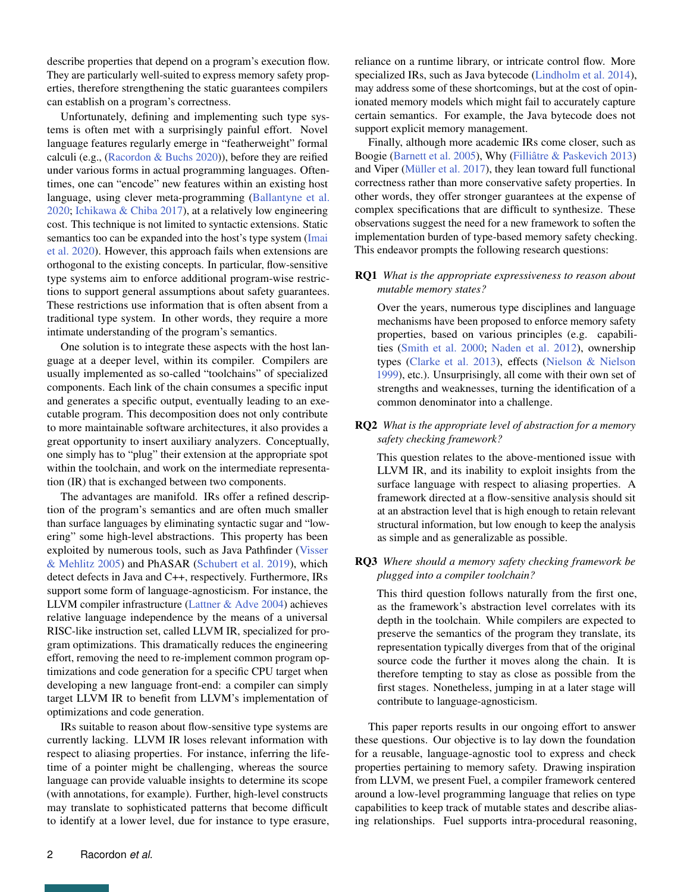describe properties that depend on a program's execution flow. They are particularly well-suited to express memory safety properties, therefore strengthening the static guarantees compilers can establish on a program's correctness.

Unfortunately, defining and implementing such type systems is often met with a surprisingly painful effort. Novel language features regularly emerge in "featherweight" formal calculi (e.g., (Racordon & Buchs 2020)), before they are reified under various forms in actual programming languages. Oftentimes, one can "encode" new features within an existing host language, using clever meta-programming (Ballantyne et al. 2020; Ichikawa & Chiba 2017), at a relatively low engineering cost. This technique is not limited to syntactic extensions. Static semantics too can be expanded into the host's type system (Imai et al. 2020). However, this approach fails when extensions are orthogonal to the existing concepts. In particular, flow-sensitive type systems aim to enforce additional program-wise restrictions to support general assumptions about safety guarantees. These restrictions use information that is often absent from a traditional type system. In other words, they require a more intimate understanding of the program's semantics.

One solution is to integrate these aspects with the host language at a deeper level, within its compiler. Compilers are usually implemented as so-called "toolchains" of specialized components. Each link of the chain consumes a specific input and generates a specific output, eventually leading to an executable program. This decomposition does not only contribute to more maintainable software architectures, it also provides a great opportunity to insert auxiliary analyzers. Conceptually, one simply has to "plug" their extension at the appropriate spot within the toolchain, and work on the intermediate representation (IR) that is exchanged between two components.

The advantages are manifold. IRs offer a refined description of the program's semantics and are often much smaller than surface languages by eliminating syntactic sugar and "lowering" some high-level abstractions. This property has been exploited by numerous tools, such as Java Pathfinder (Visser & Mehlitz 2005) and PhASAR (Schubert et al. 2019), which detect defects in Java and C++, respectively. Furthermore, IRs support some form of language-agnosticism. For instance, the LLVM compiler infrastructure (Lattner & Adve 2004) achieves relative language independence by the means of a universal RISC-like instruction set, called LLVM IR, specialized for program optimizations. This dramatically reduces the engineering effort, removing the need to re-implement common program optimizations and code generation for a specific CPU target when developing a new language front-end: a compiler can simply target LLVM IR to benefit from LLVM's implementation of optimizations and code generation.

IRs suitable to reason about flow-sensitive type systems are currently lacking. LLVM IR loses relevant information with respect to aliasing properties. For instance, inferring the lifetime of a pointer might be challenging, whereas the source language can provide valuable insights to determine its scope (with annotations, for example). Further, high-level constructs may translate to sophisticated patterns that become difficult to identify at a lower level, due for instance to type erasure, reliance on a runtime library, or intricate control flow. More specialized IRs, such as Java bytecode (Lindholm et al. 2014), may address some of these shortcomings, but at the cost of opinionated memory models which might fail to accurately capture certain semantics. For example, the Java bytecode does not support explicit memory management.

Finally, although more academic IRs come closer, such as Boogie (Barnett et al. 2005), Why (Filliâtre & Paskevich 2013) and Viper (Müller et al. 2017), they lean toward full functional correctness rather than more conservative safety properties. In other words, they offer stronger guarantees at the expense of complex specifications that are difficult to synthesize. These observations suggest the need for a new framework to soften the implementation burden of type-based memory safety checking. This endeavor prompts the following research questions:

**RQ1** *What is the appropriate expressiveness to reason about mutable memory states?*

Over the years, numerous type disciplines and language mechanisms have been proposed to enforce memory safety properties, based on various principles (e.g. capabilities (Smith et al. 2000; Naden et al. 2012), ownership types (Clarke et al. 2013), effects (Nielson & Nielson 1999), etc.). Unsurprisingly, all come with their own set of strengths and weaknesses, turning the identification of a common denominator into a challenge.

**RQ2** *What is the appropriate level of abstraction for a memory safety checking framework?*

This question relates to the above-mentioned issue with LLVM IR, and its inability to exploit insights from the surface language with respect to aliasing properties. A framework directed at a flow-sensitive analysis should sit at an abstraction level that is high enough to retain relevant structural information, but low enough to keep the analysis as simple and as generalizable as possible.

**RQ3** *Where should a memory safety checking framework be plugged into a compiler toolchain?*

This third question follows naturally from the first one, as the framework's abstraction level correlates with its depth in the toolchain. While compilers are expected to preserve the semantics of the program they translate, its representation typically diverges from that of the original source code the further it moves along the chain. It is therefore tempting to stay as close as possible from the first stages. Nonetheless, jumping in at a later stage will contribute to language-agnosticism.

This paper reports results in our ongoing effort to answer these questions. Our objective is to lay down the foundation for a reusable, language-agnostic tool to express and check properties pertaining to memory safety. Drawing inspiration from LLVM, we present Fuel, a compiler framework centered around a low-level programming language that relies on type capabilities to keep track of mutable states and describe aliasing relationships. Fuel supports intra-procedural reasoning,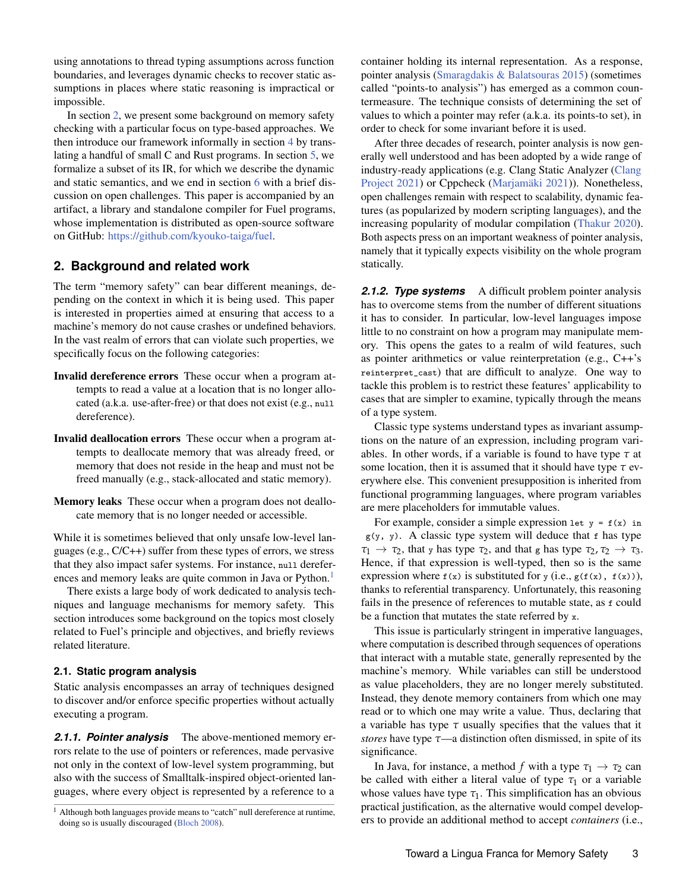using annotations to thread typing assumptions across function boundaries, and leverages dynamic checks to recover static assumptions in places where static reasoning is impractical or impossible.

In section 2, we present some background on memory safety checking with a particular focus on type-based approaches. We then introduce our framework informally in section 4 by translating a handful of small C and Rust programs. In section 5, we formalize a subset of its IR, for which we describe the dynamic and static semantics, and we end in section 6 with a brief discussion on open challenges. This paper is accompanied by an artifact, a library and standalone compiler for Fuel programs, whose implementation is distributed as open-source software on GitHub: https://github.com/kyouko-taiga/fuel.

## 2. Background and related work

The term "memory safety" can bear different meanings, depending on the context in which it is being used. This paper is interested in properties aimed at ensuring that access to a machine's memory do not cause crashes or undefined behaviors. In the vast realm of errors that can violate such properties, we specifically focus on the following categories:

**Invalid dereference errors** These occur when a program attempts to read a value at a location that is no longer allocated (a.k.a. use-after-free) or that does not exist (e.g., `null` dereference).

**Invalid deallocation errors** These occur when a program attempts to deallocate memory that was already freed, or memory that does not reside in the heap and must not be freed manually (e.g., stack-allocated and static memory).

**Memory leaks** These occur when a program does not deallocate memory that is no longer needed or accessible.

While it is sometimes believed that only unsafe low-level languages (e.g., C/C++) suffer from these types of errors, we stress that they also impact safer systems. For instance, `null` dereferences and memory leaks are quite common in Java or Python.[1]

There exists a large body of work dedicated to analysis techniques and language mechanisms for memory safety. This section introduces some background on the topics most closely related to Fuel's principle and objectives, and briefly reviews related literature.

### 2.1. Static program analysis

Static analysis encompasses an array of techniques designed to discover and/or enforce specific properties without actually executing a program.

***2.1.1. Pointer analysis*** The above-mentioned memory errors relate to the use of pointers or references, made pervasive not only in the context of low-level system programming, but also with the success of Smalltalk-inspired object-oriented languages, where every object is represented by a reference to a container holding its internal representation. As a response, pointer analysis (Smaragdakis & Balatsouras 2015) (sometimes called "points-to analysis") has emerged as a common countermeasure. The technique consists of determining the set of values to which a pointer may refer (a.k.a. its points-to set), in order to check for some invariant before it is used.

After three decades of research, pointer analysis is now generally well understood and has been adopted by a wide range of industry-ready applications (e.g. Clang Static Analyzer (Clang Project 2021) or Cppcheck (Marjamäki 2021)). Nonetheless, open challenges remain with respect to scalability, dynamic features (as popularized by modern scripting languages), and the increasing popularity of modular compilation (Thakur 2020). Both aspects press on an important weakness of pointer analysis, namely that it typically expects visibility on the whole program statically.

***2.1.2. Type systems*** A difficult problem pointer analysis has to overcome stems from the number of different situations it has to consider. In particular, low-level languages impose little to no constraint on how a program may manipulate memory. This opens the gates to a realm of wild features, such as pointer arithmetics or value reinterpretation (e.g., C++'s `reinterpret_cast`) that are difficult to analyze. One way to tackle this problem is to restrict these features' applicability to cases that are simpler to examine, typically through the means of a type system.

Classic type systems understand types as invariant assumptions on the nature of an expression, including program variables. In other words, if a variable is found to have type $\tau$ at some location, then it is assumed that it should have type $\tau$ everywhere else. This convenient presupposition is inherited from functional programming languages, where program variables are mere placeholders for immutable values.

For example, consider a simple expression `let y = f(x) in g(y, y)`. A classic type system will deduce that `f` has type $\tau_1 \to \tau_2$, that `y` has type $\tau_2$, and that `g` has type $\tau_2, \tau_2 \to \tau_3$. Hence, if that expression is well-typed, then so is the same expression where `f(x)` is substituted for `y` (i.e., `g(f(x), f(x))`), thanks to referential transparency. Unfortunately, this reasoning fails in the presence of references to mutable state, as `f` could be a function that mutates the state referred by `x`.

This issue is particularly stringent in imperative languages, where computation is described through sequences of operations that interact with a mutable state, generally represented by the machine's memory. While variables can still be understood as value placeholders, they are no longer merely substituted. Instead, they denote memory containers from which one may read or to which one may write a value. Thus, declaring that a variable has type $\tau$ usually specifies that the values that it *stores* have type $\tau$—a distinction often dismissed, in spite of its significance.

In Java, for instance, a method $f$ with a type $\tau_1 \to \tau_2$ can be called with either a literal value of type $\tau_1$ or a variable whose values have type $\tau_1$. This simplification has an obvious practical justification, as the alternative would compel developers to provide an additional method to accept *containers* (i.e.,

[1] Although both languages provide means to "catch" null dereference at runtime, doing so is usually discouraged (Bloch 2008).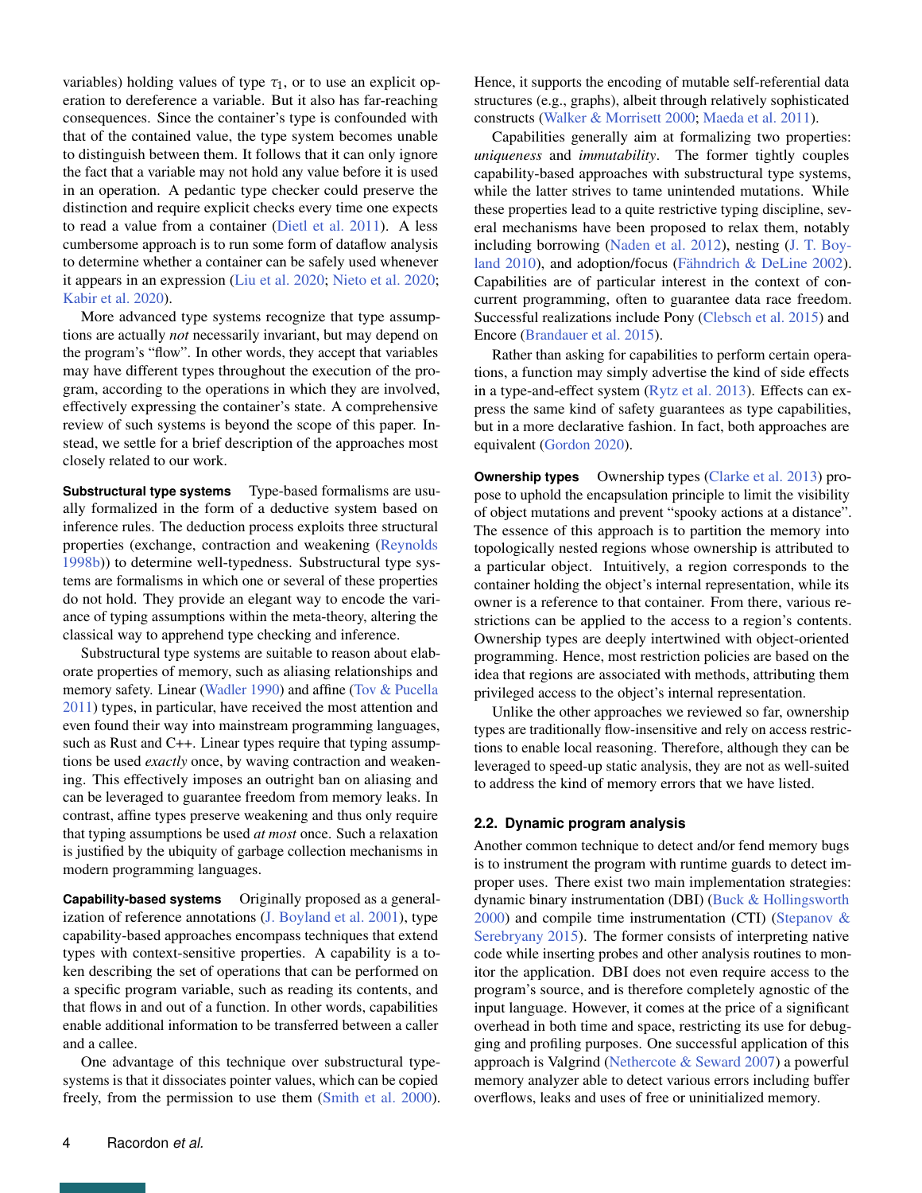variables) holding values of type $\tau_1$, or to use an explicit operation to dereference a variable. But it also has far-reaching consequences. Since the container's type is confounded with that of the contained value, the type system becomes unable to distinguish between them. It follows that it can only ignore the fact that a variable may not hold any value before it is used in an operation. A pedantic type checker could preserve the distinction and require explicit checks every time one expects to read a value from a container (Dietl et al. 2011). A less cumbersome approach is to run some form of dataflow analysis to determine whether a container can be safely used whenever it appears in an expression (Liu et al. 2020; Nieto et al. 2020; Kabir et al. 2020).

More advanced type systems recognize that type assumptions are actually *not* necessarily invariant, but may depend on the program's "flow". In other words, they accept that variables may have different types throughout the execution of the program, according to the operations in which they are involved, effectively expressing the container's state. A comprehensive review of such systems is beyond the scope of this paper. Instead, we settle for a brief description of the approaches most closely related to our work.

**Substructural type systems** Type-based formalisms are usually formalized in the form of a deductive system based on inference rules. The deduction process exploits three structural properties (exchange, contraction and weakening (Reynolds 1998b)) to determine well-typedness. Substructural type systems are formalisms in which one or several of these properties do not hold. They provide an elegant way to encode the variance of typing assumptions within the meta-theory, altering the classical way to apprehend type checking and inference.

Substructural type systems are suitable to reason about elaborate properties of memory, such as aliasing relationships and memory safety. Linear (Wadler 1990) and affine (Tov & Pucella 2011) types, in particular, have received the most attention and even found their way into mainstream programming languages, such as Rust and C++. Linear types require that typing assumptions be used *exactly* once, by waving contraction and weakening. This effectively imposes an outright ban on aliasing and can be leveraged to guarantee freedom from memory leaks. In contrast, affine types preserve weakening and thus only require that typing assumptions be used *at most* once. Such a relaxation is justified by the ubiquity of garbage collection mechanisms in modern programming languages.

**Capability-based systems** Originally proposed as a generalization of reference annotations (J. Boyland et al. 2001), type capability-based approaches encompass techniques that extend types with context-sensitive properties. A capability is a token describing the set of operations that can be performed on a specific program variable, such as reading its contents, and that flows in and out of a function. In other words, capabilities enable additional information to be transferred between a caller and a callee.

One advantage of this technique over substructural type-systems is that it dissociates pointer values, which can be copied freely, from the permission to use them (Smith et al. 2000). Hence, it supports the encoding of mutable self-referential data structures (e.g., graphs), albeit through relatively sophisticated constructs (Walker & Morrisett 2000; Maeda et al. 2011).

Capabilities generally aim at formalizing two properties: *uniqueness* and *immutability*. The former tightly couples capability-based approaches with substructural type systems, while the latter strives to tame unintended mutations. While these properties lead to a quite restrictive typing discipline, several mechanisms have been proposed to relax them, notably including borrowing (Naden et al. 2012), nesting (J. T. Boyland 2010), and adoption/focus (Fähndrich & DeLine 2002). Capabilities are of particular interest in the context of concurrent programming, often to guarantee data race freedom. Successful realizations include Pony (Clebsch et al. 2015) and Encore (Brandauer et al. 2015).

Rather than asking for capabilities to perform certain operations, a function may simply advertise the kind of side effects in a type-and-effect system (Rytz et al. 2013). Effects can express the same kind of safety guarantees as type capabilities, but in a more declarative fashion. In fact, both approaches are equivalent (Gordon 2020).

**Ownership types** Ownership types (Clarke et al. 2013) propose to uphold the encapsulation principle to limit the visibility of object mutations and prevent "spooky actions at a distance". The essence of this approach is to partition the memory into topologically nested regions whose ownership is attributed to a particular object. Intuitively, a region corresponds to the container holding the object's internal representation, while its owner is a reference to that container. From there, various restrictions can be applied to the access to a region's contents. Ownership types are deeply intertwined with object-oriented programming. Hence, most restriction policies are based on the idea that regions are associated with methods, attributing them privileged access to the object's internal representation.

Unlike the other approaches we reviewed so far, ownership types are traditionally flow-insensitive and rely on access restrictions to enable local reasoning. Therefore, although they can be leveraged to speed-up static analysis, they are not as well-suited to address the kind of memory errors that we have listed.

### 2.2. Dynamic program analysis

Another common technique to detect and/or fend memory bugs is to instrument the program with runtime guards to detect improper uses. There exist two main implementation strategies: dynamic binary instrumentation (DBI) (Buck & Hollingsworth 2000) and compile time instrumentation (CTI) (Stepanov & Serebryany 2015). The former consists of interpreting native code while inserting probes and other analysis routines to monitor the application. DBI does not even require access to the program's source, and is therefore completely agnostic of the input language. However, it comes at the price of a significant overhead in both time and space, restricting its use for debugging and profiling purposes. One successful application of this approach is Valgrind (Nethercote & Seward 2007) a powerful memory analyzer able to detect various errors including buffer overflows, leaks and uses of free or uninitialized memory.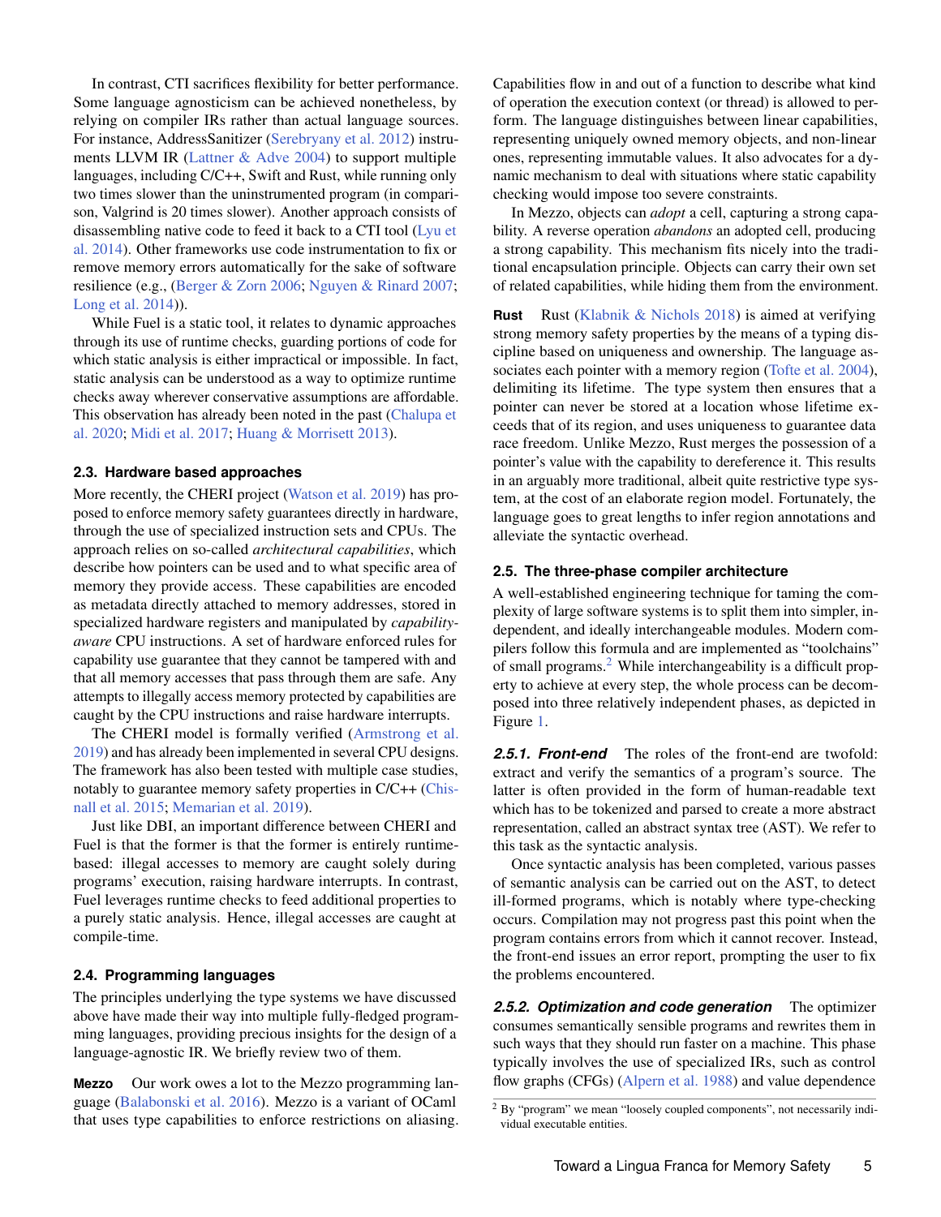In contrast, CTI sacrifices flexibility for better performance. Some language agnosticism can be achieved nonetheless, by relying on compiler IRs rather than actual language sources. For instance, AddressSanitizer (Serebryany et al. 2012) instruments LLVM IR (Lattner & Adve 2004) to support multiple languages, including C/C++, Swift and Rust, while running only two times slower than the uninstrumented program (in comparison, Valgrind is 20 times slower). Another approach consists of disassembling native code to feed it back to a CTI tool (Lyu et al. 2014). Other frameworks use code instrumentation to fix or remove memory errors automatically for the sake of software resilience (e.g., (Berger & Zorn 2006; Nguyen & Rinard 2007; Long et al. 2014)).

While Fuel is a static tool, it relates to dynamic approaches through its use of runtime checks, guarding portions of code for which static analysis is either impractical or impossible. In fact, static analysis can be understood as a way to optimize runtime checks away wherever conservative assumptions are affordable. This observation has already been noted in the past (Chalupa et al. 2020; Midi et al. 2017; Huang & Morrisett 2013).

### 2.3. Hardware based approaches

More recently, the CHERI project (Watson et al. 2019) has proposed to enforce memory safety guarantees directly in hardware, through the use of specialized instruction sets and CPUs. The approach relies on so-called *architectural capabilities*, which describe how pointers can be used and to what specific area of memory they provide access. These capabilities are encoded as metadata directly attached to memory addresses, stored in specialized hardware registers and manipulated by *capability-aware* CPU instructions. A set of hardware enforced rules for capability use guarantee that they cannot be tampered with and that all memory accesses that pass through them are safe. Any attempts to illegally access memory protected by capabilities are caught by the CPU instructions and raise hardware interrupts.

The CHERI model is formally verified (Armstrong et al. 2019) and has already been implemented in several CPU designs. The framework has also been tested with multiple case studies, notably to guarantee memory safety properties in C/C++ (Chisnall et al. 2015; Memarian et al. 2019).

Just like DBI, an important difference between CHERI and Fuel is that the former is entirely runtime-based: illegal accesses to memory are caught solely during programs' execution, raising hardware interrupts. In contrast, Fuel leverages runtime checks to feed additional properties to a purely static analysis. Hence, illegal accesses are caught at compile-time.

### 2.4. Programming languages

The principles underlying the type systems we have discussed above have made their way into multiple fully-fledged programming languages, providing precious insights for the design of a language-agnostic IR. We briefly review two of them.

**Mezzo** Our work owes a lot to the Mezzo programming language (Balabonski et al. 2016). Mezzo is a variant of OCaml that uses type capabilities to enforce restrictions on aliasing. Capabilities flow in and out of a function to describe what kind of operation the execution context (or thread) is allowed to perform. The language distinguishes between linear capabilities, representing uniquely owned memory objects, and non-linear ones, representing immutable values. It also advocates for a dynamic mechanism to deal with situations where static capability checking would impose too severe constraints.

In Mezzo, objects can *adopt* a cell, capturing a strong capability. A reverse operation *abandons* an adopted cell, producing a strong capability. This mechanism fits nicely into the traditional encapsulation principle. Objects can carry their own set of related capabilities, while hiding them from the environment.

**Rust** Rust (Klabnik & Nichols 2018) is aimed at verifying strong memory safety properties by the means of a typing discipline based on uniqueness and ownership. The language associates each pointer with a memory region (Tofte et al. 2004), delimiting its lifetime. The type system then ensures that a pointer can never be stored at a location whose lifetime exceeds that of its region, and uses uniqueness to guarantee data race freedom. Unlike Mezzo, Rust merges the possession of a pointer's value with the capability to dereference it. This results in an arguably more traditional, albeit quite restrictive type system, at the cost of an elaborate region model. Fortunately, the language goes to great lengths to infer region annotations and alleviate the syntactic overhead.

### 2.5. The three-phase compiler architecture

A well-established engineering technique for taming the complexity of large software systems is to split them into simpler, independent, and ideally interchangeable modules. Modern compilers follow this formula and are implemented as "toolchains" of small programs.[2] While interchangeability is a difficult property to achieve at every step, the whole process can be decomposed into three relatively independent phases, as depicted in Figure 1.

#### 2.5.1. Front-end

The roles of the front-end are twofold: extract and verify the semantics of a program's source. The latter is often provided in the form of human-readable text which has to be tokenized and parsed to create a more abstract representation, called an abstract syntax tree (AST). We refer to this task as the syntactic analysis.

Once syntactic analysis has been completed, various passes of semantic analysis can be carried out on the AST, to detect ill-formed programs, which is notably where type-checking occurs. Compilation may not progress past this point when the program contains errors from which it cannot recover. Instead, the front-end issues an error report, prompting the user to fix the problems encountered.

#### 2.5.2. Optimization and code generation

The optimizer consumes semantically sensible programs and rewrites them in such ways that they should run faster on a machine. This phase typically involves the use of specialized IRs, such as control flow graphs (CFGs) (Alpern et al. 1988) and value dependence

[2] By "program" we mean "loosely coupled components", not necessarily individual executable entities.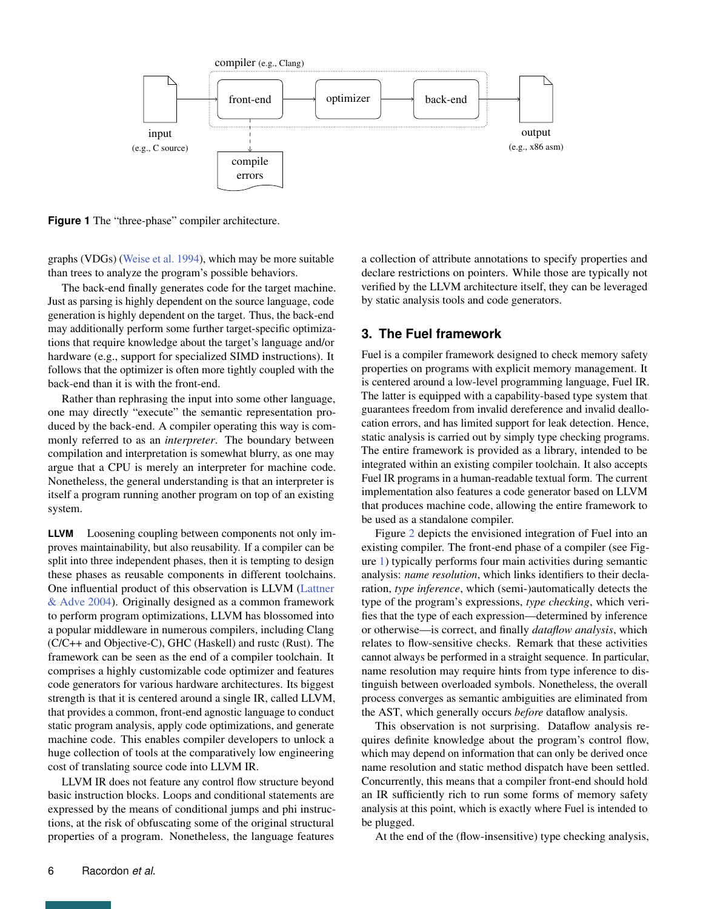compiler (e.g., Clang)

input (e.g., C source) → front-end → optimizer → back-end → output (e.g., x86 asm)

front-end ⇢ compile errors

**Figure 1** The “three-phase” compiler architecture.

graphs (VDGs) (Weise et al. 1994), which may be more suitable than trees to analyze the program’s possible behaviors.

The back-end finally generates code for the target machine. Just as parsing is highly dependent on the source language, code generation is highly dependent on the target. Thus, the back-end may additionally perform some further target-specific optimizations that require knowledge about the target’s language and/or hardware (e.g., support for specialized SIMD instructions). It follows that the optimizer is often more tightly coupled with the back-end than it is with the front-end.

Rather than rephrasing the input into some other language, one may directly “execute” the semantic representation produced by the back-end. A compiler operating this way is commonly referred to as an *interpreter*. The boundary between compilation and interpretation is somewhat blurry, as one may argue that a CPU is merely an interpreter for machine code. Nonetheless, the general understanding is that an interpreter is itself a program running another program on top of an existing system.

**LLVM** Loosening coupling between components not only improves maintainability, but also reusability. If a compiler can be split into three independent phases, then it is tempting to design these phases as reusable components in different toolchains. One influential product of this observation is LLVM (Lattner & Adve 2004). Originally designed as a common framework to perform program optimizations, LLVM has blossomed into a popular middleware in numerous compilers, including Clang (C/C++ and Objective-C), GHC (Haskell) and rustc (Rust). The framework can be seen as the end of a compiler toolchain. It comprises a highly customizable code optimizer and features code generators for various hardware architectures. Its biggest strength is that it is centered around a single IR, called LLVM, that provides a common, front-end agnostic language to conduct static program analysis, apply code optimizations, and generate machine code. This enables compiler developers to unlock a huge collection of tools at the comparatively low engineering cost of translating source code into LLVM IR.

LLVM IR does not feature any control flow structure beyond basic instruction blocks. Loops and conditional statements are expressed by the means of conditional jumps and phi instructions, at the risk of obfuscating some of the original structural properties of a program. Nonetheless, the language features a collection of attribute annotations to specify properties and declare restrictions on pointers. While those are typically not verified by the LLVM architecture itself, they can be leveraged by static analysis tools and code generators.

## 3. The Fuel framework

Fuel is a compiler framework designed to check memory safety properties on programs with explicit memory management. It is centered around a low-level programming language, Fuel IR. The latter is equipped with a capability-based type system that guarantees freedom from invalid dereference and invalid deallocation errors, and has limited support for leak detection. Hence, static analysis is carried out by simply type checking programs. The entire framework is provided as a library, intended to be integrated within an existing compiler toolchain. It also accepts Fuel IR programs in a human-readable textual form. The current implementation also features a code generator based on LLVM that produces machine code, allowing the entire framework to be used as a standalone compiler.

Figure 2 depicts the envisioned integration of Fuel into an existing compiler. The front-end phase of a compiler (see Figure 1) typically performs four main activities during semantic analysis: *name resolution*, which links identifiers to their declaration, *type inference*, which (semi-)automatically detects the type of the program’s expressions, *type checking*, which verifies that the type of each expression—determined by inference or otherwise—is correct, and finally *dataflow analysis*, which relates to flow-sensitive checks. Remark that these activities cannot always be performed in a straight sequence. In particular, name resolution may require hints from type inference to distinguish between overloaded symbols. Nonetheless, the overall process converges as semantic ambiguities are eliminated from the AST, which generally occurs *before* dataflow analysis.

This observation is not surprising. Dataflow analysis requires definite knowledge about the program’s control flow, which may depend on information that can only be derived once name resolution and static method dispatch have been settled. Concurrently, this means that a compiler front-end should hold an IR sufficiently rich to run some forms of memory safety analysis at this point, which is exactly where Fuel is intended to be plugged.

At the end of the (flow-insensitive) type checking analysis,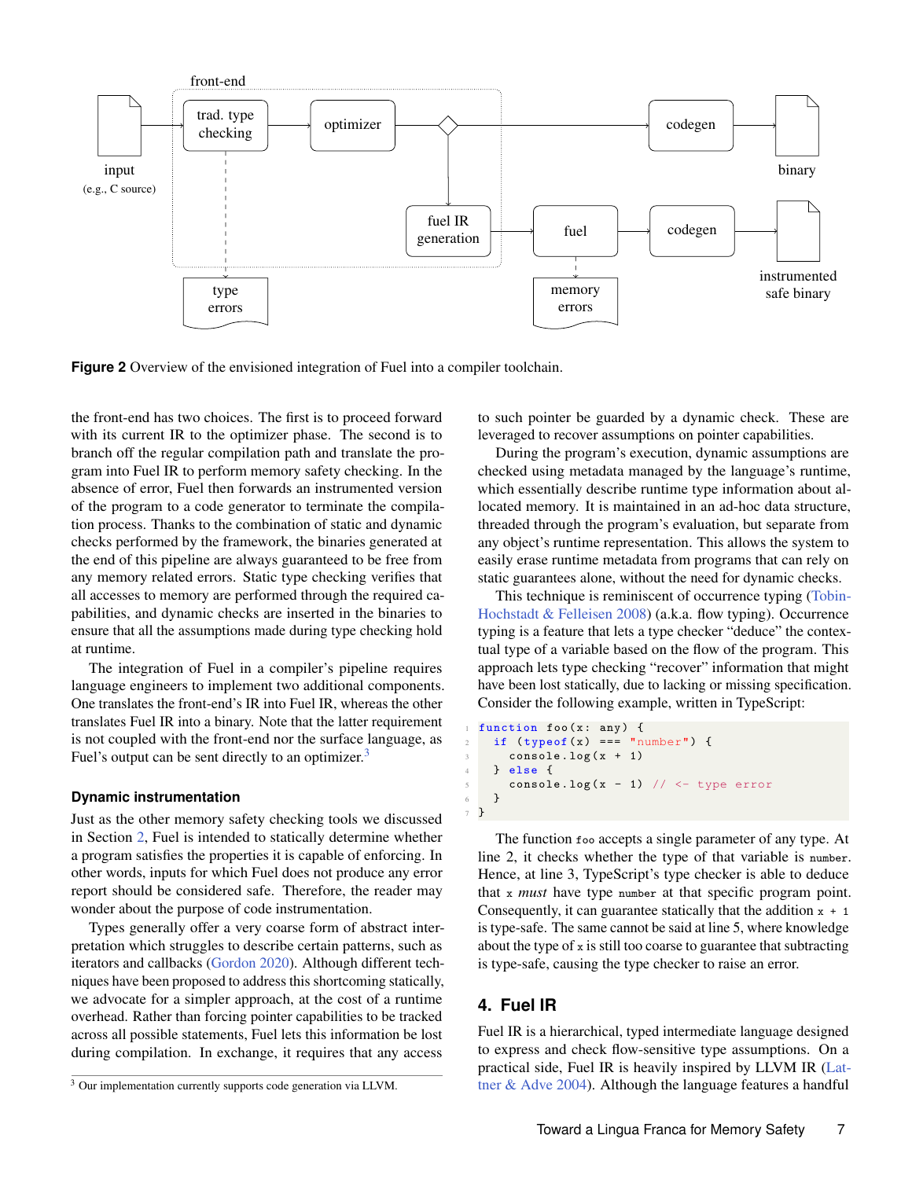**Figure 2** Overview of the envisioned integration of Fuel into a compiler toolchain.

the front-end has two choices. The first is to proceed forward with its current IR to the optimizer phase. The second is to branch off the regular compilation path and translate the program into Fuel IR to perform memory safety checking. In the absence of error, Fuel then forwards an instrumented version of the program to a code generator to terminate the compilation process. Thanks to the combination of static and dynamic checks performed by the framework, the binaries generated at the end of this pipeline are always guaranteed to be free from any memory related errors. Static type checking verifies that all accesses to memory are performed through the required capabilities, and dynamic checks are inserted in the binaries to ensure that all the assumptions made during type checking hold at runtime.

The integration of Fuel in a compiler's pipeline requires language engineers to implement two additional components. One translates the front-end's IR into Fuel IR, whereas the other translates Fuel IR into a binary. Note that the latter requirement is not coupled with the front-end nor the surface language, as Fuel's output can be sent directly to an optimizer.[3]

### Dynamic instrumentation

Just as the other memory safety checking tools we discussed in Section 2, Fuel is intended to statically determine whether a program satisfies the properties it is capable of enforcing. In other words, inputs for which Fuel does not produce any error report should be considered safe. Therefore, the reader may wonder about the purpose of code instrumentation.

Types generally offer a very coarse form of abstract interpretation which struggles to describe certain patterns, such as iterators and callbacks (Gordon 2020). Although different techniques have been proposed to address this shortcoming statically, we advocate for a simpler approach, at the cost of a runtime overhead. Rather than forcing pointer capabilities to be tracked across all possible statements, Fuel lets this information be lost during compilation. In exchange, it requires that any access to such pointer be guarded by a dynamic check. These are leveraged to recover assumptions on pointer capabilities.

During the program's execution, dynamic assumptions are checked using metadata managed by the language's runtime, which essentially describe runtime type information about allocated memory. It is maintained in an ad-hoc data structure, threaded through the program's evaluation, but separate from any object's runtime representation. This allows the system to easily erase runtime metadata from programs that can rely on static guarantees alone, without the need for dynamic checks.

This technique is reminiscent of occurrence typing (Tobin-Hochstadt & Felleisen 2008) (a.k.a. flow typing). Occurrence typing is a feature that lets a type checker "deduce" the contextual type of a variable based on the flow of the program. This approach lets type checking "recover" information that might have been lost statically, due to lacking or missing specification. Consider the following example, written in TypeScript:

```
function foo(x: any) {
  if (typeof(x) === "number") {
    console.log(x + 1)
  } else {
    console.log(x - 1) // <- type error
  }
}
```

The function `foo` accepts a single parameter of any type. At line 2, it checks whether the type of that variable is `number`. Hence, at line 3, TypeScript's type checker is able to deduce that `x` *must* have type `number` at that specific program point. Consequently, it can guarantee statically that the addition `x + 1` is type-safe. The same cannot be said at line 5, where knowledge about the type of `x` is still too coarse to guarantee that subtracting is type-safe, causing the type checker to raise an error.

## 4. Fuel IR

Fuel IR is a hierarchical, typed intermediate language designed to express and check flow-sensitive type assumptions. On a practical side, Fuel IR is heavily inspired by LLVM IR (Lattner & Adve 2004). Although the language features a handful

[3] Our implementation currently supports code generation via LLVM.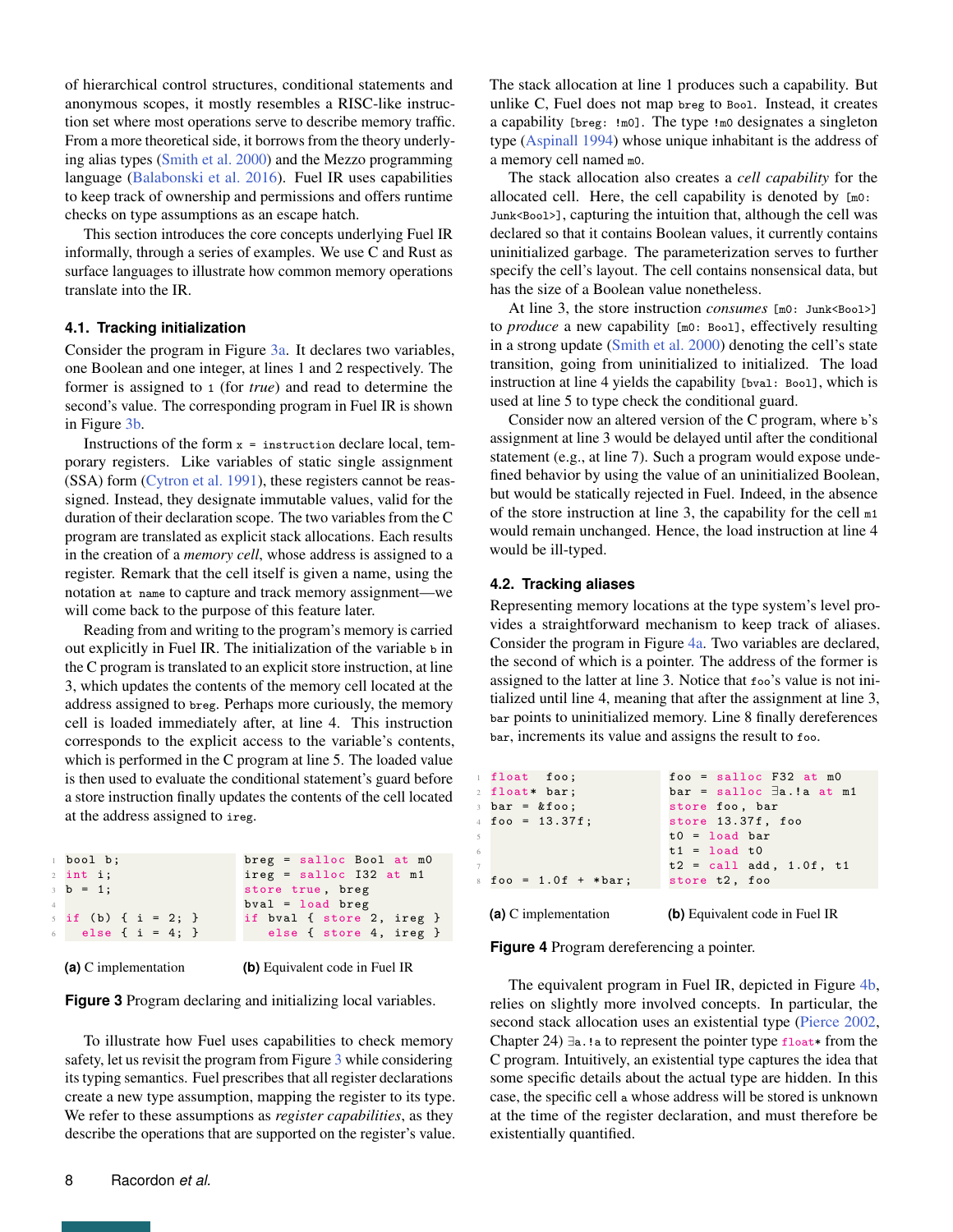of hierarchical control structures, conditional statements and anonymous scopes, it mostly resembles a RISC-like instruction set where most operations serve to describe memory traffic. From a more theoretical side, it borrows from the theory underlying alias types (Smith et al. 2000) and the Mezzo programming language (Balabonski et al. 2016). Fuel IR uses capabilities to keep track of ownership and permissions and offers runtime checks on type assumptions as an escape hatch.

This section introduces the core concepts underlying Fuel IR informally, through a series of examples. We use C and Rust as surface languages to illustrate how common memory operations translate into the IR.

### 4.1. Tracking initialization

Consider the program in Figure 3a. It declares two variables, one Boolean and one integer, at lines 1 and 2 respectively. The former is assigned to `1` (for *true*) and read to determine the second's value. The corresponding program in Fuel IR is shown in Figure 3b.

Instructions of the form `x = instruction` declare local, temporary registers. Like variables of static single assignment (SSA) form (Cytron et al. 1991), these registers cannot be reassigned. Instead, they designate immutable values, valid for the duration of their declaration scope. The two variables from the C program are translated as explicit stack allocations. Each results in the creation of a *memory cell*, whose address is assigned to a register. Remark that the cell itself is given a name, using the notation `at name` to capture and track memory assignment—we will come back to the purpose of this feature later.

Reading from and writing to the program's memory is carried out explicitly in Fuel IR. The initialization of the variable `b` in the C program is translated to an explicit store instruction, at line 3, which updates the contents of the memory cell located at the address assigned to `breg`. Perhaps more curiously, the memory cell is loaded immediately after, at line 4. This instruction corresponds to the explicit access to the variable's contents, which is performed in the C program at line 5. The loaded value is then used to evaluate the conditional statement's guard before a store instruction finally updates the contents of the cell located at the address assigned to `ireg`.

```
1  bool b;
2  int i;
3  b = 1;
4
5  if (b) { i = 2; }
6    else { i = 4; }
```

(a) C implementation

```
breg = salloc Bool at m0
ireg = salloc I32 at m1
store true, breg
bval = load breg
if bval { store 2, ireg }
  else { store 4, ireg }
```

(b) Equivalent code in Fuel IR

**Figure 3** Program declaring and initializing local variables.

To illustrate how Fuel uses capabilities to check memory safety, let us revisit the program from Figure 3 while considering its typing semantics. Fuel prescribes that all register declarations create a new type assumption, mapping the register to its type. We refer to these assumptions as *register capabilities*, as they describe the operations that are supported on the register's value.

The stack allocation at line 1 produces such a capability. But unlike C, Fuel does not map `breg` to `Bool`. Instead, it creates a capability `[breg: !m0]`. The type `!m0` designates a singleton type (Aspinall 1994) whose unique inhabitant is the address of a memory cell named `m0`.

The stack allocation also creates a *cell capability* for the allocated cell. Here, the cell capability is denoted by `[m0: Junk<Bool>]`, capturing the intuition that, although the cell was declared so that it contains Boolean values, it currently contains uninitialized garbage. The parameterization serves to further specify the cell's layout. The cell contains nonsensical data, but has the size of a Boolean value nonetheless.

At line 3, the store instruction *consumes* `[m0: Junk<Bool>]` to *produce* a new capability `[m0: Bool]`, effectively resulting in a strong update (Smith et al. 2000) denoting the cell's state transition, going from uninitialized to initialized. The load instruction at line 4 yields the capability `[bval: Bool]`, which is used at line 5 to type check the conditional guard.

Consider now an altered version of the C program, where `b`'s assignment at line 3 would be delayed until after the conditional statement (e.g., at line 7). Such a program would expose undefined behavior by using the value of an uninitialized Boolean, but would be statically rejected in Fuel. Indeed, in the absence of the store instruction at line 3, the capability for the cell `m1` would remain unchanged. Hence, the load instruction at line 4 would be ill-typed.

### 4.2. Tracking aliases

Representing memory locations at the type system's level provides a straightforward mechanism to keep track of aliases. Consider the program in Figure 4a. Two variables are declared, the second of which is a pointer. The address of the former is assigned to the latter at line 3. Notice that `foo`'s value is not initialized until line 4, meaning that after the assignment at line 3, `bar` points to uninitialized memory. Line 8 finally dereferences `bar`, increments its value and assigns the result to `foo`.

```
1  float  foo;
2  float* bar;
3  bar = &foo;
4  foo = 13.37f;
5
6
7
8  foo = 1.0f + *bar;
```

(a) C implementation

```
foo = salloc F32 at m0
bar = salloc ∃a.!a at m1
store foo, bar
store 13.37f, foo
t0 = load bar
t1 = load t0
t2 = call add, 1.0f, t1
store t2, foo
```

(b) Equivalent code in Fuel IR

**Figure 4** Program dereferencing a pointer.

The equivalent program in Fuel IR, depicted in Figure 4b, relies on slightly more involved concepts. In particular, the second stack allocation uses an existential type (Pierce 2002, Chapter 24) `∃a.!a` to represent the pointer type `float*` from the C program. Intuitively, an existential type captures the idea that some specific details about the actual type are hidden. In this case, the specific cell `a` whose address will be stored is unknown at the time of the register declaration, and must therefore be existentially quantified.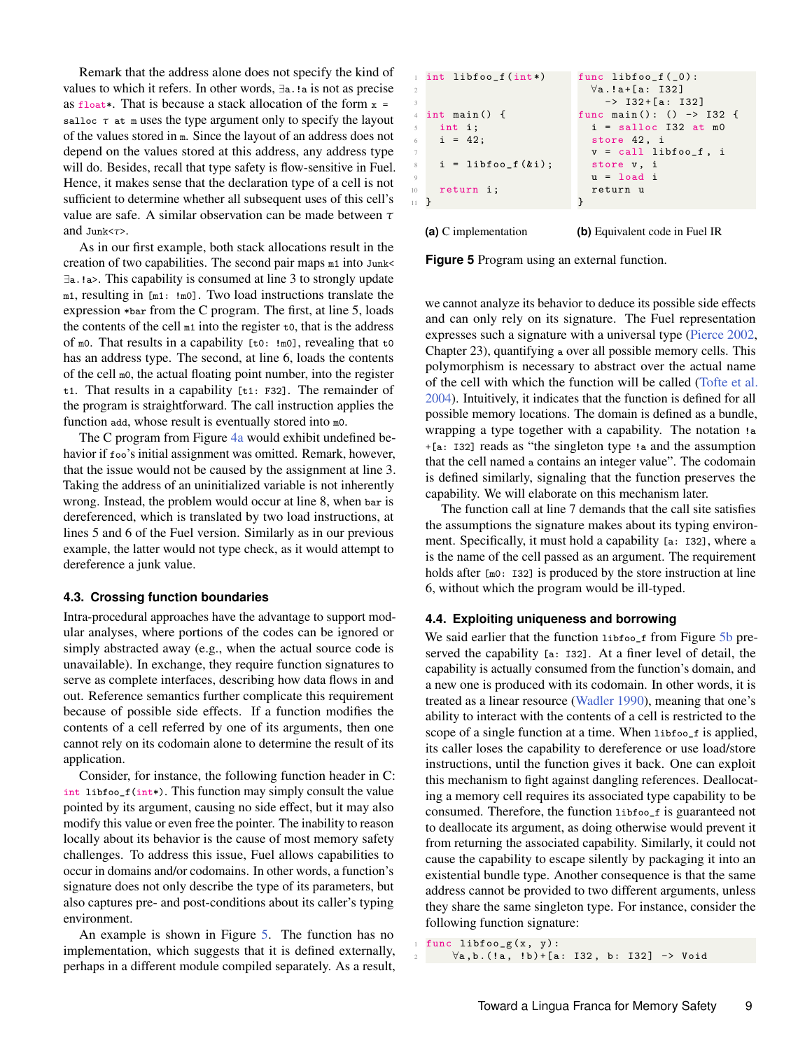Remark that the address alone does not specify the kind of values to which it refers. In other words, `∃a.!a` is not as precise as `float*`. That is because a stack allocation of the form `x = salloc τ at m` uses the type argument only to specify the layout of the values stored in `m`. Since the layout of an address does not depend on the values stored at this address, any address type will do. Besides, recall that type safety is flow-sensitive in Fuel. Hence, it makes sense that the declaration type of a cell is not sufficient to determine whether all subsequent uses of this cell's value are safe. A similar observation can be made between $\tau$ and `Junk<τ>`.

As in our first example, both stack allocations result in the creation of two capabilities. The second pair maps `m1` into `Junk<∃a.!a>`. This capability is consumed at line 3 to strongly update `m1`, resulting in `[m1: !m0]`. Two load instructions translate the expression `*bar` from the C program. The first, at line 5, loads the contents of the cell `m1` into the register `t0`, that is the address of `m0`. That results in a capability `[t0: !m0]`, revealing that `t0` has an address type. The second, at line 6, loads the contents of the cell `m0`, the actual floating point number, into the register `t1`. That results in a capability `[t1: F32]`. The remainder of the program is straightforward. The call instruction applies the function `add`, whose result is eventually stored into `m0`.

The C program from Figure 4a would exhibit undefined behavior if `foo`'s initial assignment was omitted. Remark, however, that the issue would not be caused by the assignment at line 3. Taking the address of an uninitialized variable is not inherently wrong. Instead, the problem would occur at line 8, when `bar` is dereferenced, which is translated by two load instructions, at lines 5 and 6 of the Fuel version. Similarly as in our previous example, the latter would not type check, as it would attempt to dereference a junk value.

### 4.3. Crossing function boundaries

Intra-procedural approaches have the advantage to support modular analyses, where portions of the codes can be ignored or simply abstracted away (e.g., when the actual source code is unavailable). In exchange, they require function signatures to serve as complete interfaces, describing how data flows in and out. Reference semantics further complicate this requirement because of possible side effects. If a function modifies the contents of a cell referred by one of its arguments, then one cannot rely on its codomain alone to determine the result of its application.

Consider, for instance, the following function header in C: `int libfoo_f(int*)`. This function may simply consult the value pointed by its argument, causing no side effect, but it may also modify this value or even free the pointer. The inability to reason locally about its behavior is the cause of most memory safety challenges. To address this issue, Fuel allows capabilities to occur in domains and/or codomains. In other words, a function's signature does not only describe the type of its parameters, but also captures pre- and post-conditions about its caller's typing environment.

An example is shown in Figure 5. The function has no implementation, which suggests that it is defined externally, perhaps in a different module compiled separately. As a result,

```
1  int libfoo_f(int*)
2
3
4  int main() {
5    int i;
6    i = 42;
7
8    i = libfoo_f(&i);
9
10   return i;
11 }
```

(a) C implementation

```
func libfoo_f(_0):
  ∀a.!a+[a: I32]
    -> I32+[a: I32]
func main(): () -> I32 {
  i = salloc I32 at m0
  store 42, i
  v = call libfoo_f, i
  store v, i
  u = load i
  return u
}
```

(b) Equivalent code in Fuel IR

**Figure 5** Program using an external function.

we cannot analyze its behavior to deduce its possible side effects and can only rely on its signature. The Fuel representation expresses such a signature with a universal type (Pierce 2002, Chapter 23), quantifying `a` over all possible memory cells. This polymorphism is necessary to abstract over the actual name of the cell with which the function will be called (Tofte et al. 2004). Intuitively, it indicates that the function is defined for all possible memory locations. The domain is defined as a bundle, wrapping a type together with a capability. The notation `!a +[a: I32]` reads as "the singleton type `!a` and the assumption that the cell named `a` contains an integer value". The codomain is defined similarly, signaling that the function preserves the capability. We will elaborate on this mechanism later.

The function call at line 7 demands that the call site satisfies the assumptions the signature makes about its typing environment. Specifically, it must hold a capability `[a: I32]`, where `a` is the name of the cell passed as an argument. The requirement holds after `[m0: I32]` is produced by the store instruction at line 6, without which the program would be ill-typed.

### 4.4. Exploiting uniqueness and borrowing

We said earlier that the function `libfoo_f` from Figure 5b preserved the capability `[a: I32]`. At a finer level of detail, the capability is actually consumed from the function's domain, and a new one is produced with its codomain. In other words, it is treated as a linear resource (Wadler 1990), meaning that one's ability to interact with the contents of a cell is restricted to the scope of a single function at a time. When `libfoo_f` is applied, its caller loses the capability to dereference or use load/store instructions, until the function gives it back. One can exploit this mechanism to fight against dangling references. Deallocating a memory cell requires its associated type capability to be consumed. Therefore, the function `libfoo_f` is guaranteed not to deallocate its argument, as doing otherwise would prevent it from returning the associated capability. Similarly, it could not cause the capability to escape silently by packaging it into an existential bundle type. Another consequence is that the same address cannot be provided to two different arguments, unless they share the same singleton type. For instance, consider the following function signature:

```
1  func libfoo_g(x, y):
2      ∀a,b.(!a, !b)+[a: I32, b: I32] -> Void
```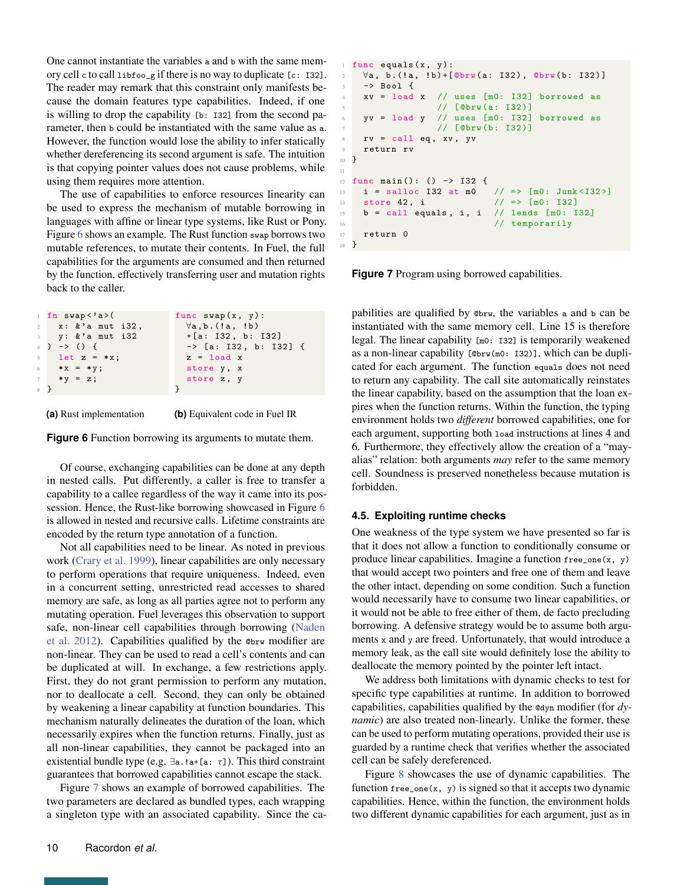One cannot instantiate the variables `a` and `b` with the same memory cell `c` to call `libfoo_g` if there is no way to duplicate `[c: I32]`. The reader may remark that this constraint only manifests because the domain features type capabilities. Indeed, if one is willing to drop the capability `[b: I32]` from the second parameter, then `b` could be instantiated with the same value as `a`. However, the function would lose the ability to infer statically whether dereferencing its second argument is safe. The intuition is that copying pointer values does not cause problems, while using them requires more attention.

The use of capabilities to enforce resources linearity can be used to express the mechanism of mutable borrowing in languages with affine or linear type systems, like Rust or Pony. Figure 6 shows an example. The Rust function `swap` borrows two mutable references, to mutate their contents. In Fuel, the full capabilities for the arguments are consumed and then returned by the function, effectively transferring user and mutation rights back to the caller.

```
fn swap<'a>(
  x: &'a mut i32,
  y: &'a mut i32
) -> () {
  let z = *x;
  *x = *y;
  *y = z;
}
```

**(a)** Rust implementation

```
func swap(x, y):
  ∀a,b.(!a, !b)
  +[a: I32, b: I32]
  -> [a: I32, b: I32] {
  z = load x
  store y, x
  store z, y
}
```

**(b)** Equivalent code in Fuel IR

**Figure 6** Function borrowing its arguments to mutate them.

Of course, exchanging capabilities can be done at any depth in nested calls. Put differently, a caller is free to transfer a capability to a callee regardless of the way it came into its possession. Hence, the Rust-like borrowing showcased in Figure 6 is allowed in nested and recursive calls. Lifetime constraints are encoded by the return type annotation of a function.

Not all capabilities need to be linear. As noted in previous work (Crary et al. 1999), linear capabilities are only necessary to perform operations that require uniqueness. Indeed, even in a concurrent setting, unrestricted read accesses to shared memory are safe, as long as all parties agree not to perform any mutating operation. Fuel leverages this observation to support safe, non-linear cell capabilities through borrowing (Naden et al. 2012). Capabilities qualified by the `@brw` modifier are non-linear. They can be used to read a cell's contents and can be duplicated at will. In exchange, a few restrictions apply. First, they do not grant permission to perform any mutation, nor to deallocate a cell. Second, they can only be obtained by weakening a linear capability at function boundaries. This mechanism naturally delineates the duration of the loan, which necessarily expires when the function returns. Finally, just as all non-linear capabilities, they cannot be packaged into an existential bundle type (e.g. $\exists$`a.!a+[a:` $\tau$`]`). This third constraint guarantees that borrowed capabilities cannot escape the stack.

Figure 7 shows an example of borrowed capabilities. The two parameters are declared as bundled types, each wrapping a singleton type with an associated capability. Since the capabilities are qualified by `@brw`, the variables `a` and `b` can be instantiated with the same memory cell. Line 15 is therefore legal. The linear capability `[m0: I32]` is temporarily weakened as a non-linear capability `[@brw(m0: I32)]`, which can be duplicated for each argument. The function `equals` does not need to return any capability. The call site automatically reinstates the linear capability, based on the assumption that the loan expires when the function returns. Within the function, the typing environment holds two *different* borrowed capabilities, one for each argument, supporting both `load` instructions at lines 4 and 6. Furthermore, they effectively allow the creation of a "may-alias" relation: both arguments *may* refer to the same memory cell. Soundness is preserved nonetheless because mutation is forbidden.

```
func equals(x, y):
  ∀a, b.(!a, !b)+[@brw(a: I32), @brw(b: I32)]
  -> Bool {
  xv = load x  // uses [m0: I32] borrowed as
               // [@brw(a: I32)]
  yv = load y  // uses [m0: I32] borrowed as
               // [@brw(b: I32)]
  rv = call eq, xv, yv
  return rv
}

func main(): () -> I32 {
  i = salloc I32 at m0    // => [m0: Junk<I32>]
  store 42, i             // => [m0: I32]
  b = call equals, i, i   // lends [m0: I32]
                          // temporarily
  return 0
}
```

**Figure 7** Program using borrowed capabilities.

### 4.5. Exploiting runtime checks

One weakness of the type system we have presented so far is that it does not allow a function to conditionally consume or produce linear capabilities. Imagine a function `free_one(x, y)` that would accept two pointers and free one of them and leave the other intact, depending on some condition. Such a function would necessarily have to consume two linear capabilities, or it would not be able to free either of them, de facto precluding borrowing. A defensive strategy would be to assume both arguments `x` and `y` are freed. Unfortunately, that would introduce a memory leak, as the call site would definitely lose the ability to deallocate the memory pointed by the pointer left intact.

We address both limitations with dynamic checks to test for specific type capabilities at runtime. In addition to borrowed capabilities, capabilities qualified by the `@dyn` modifier (for *dynamic*) are also treated non-linearly. Unlike the former, these can be used to perform mutating operations, provided their use is guarded by a runtime check that verifies whether the associated cell can be safely dereferenced.

Figure 8 showcases the use of dynamic capabilities. The function `free_one(x, y)` is signed so that it accepts two dynamic capabilities. Hence, within the function, the environment holds two different dynamic capabilities for each argument, just as in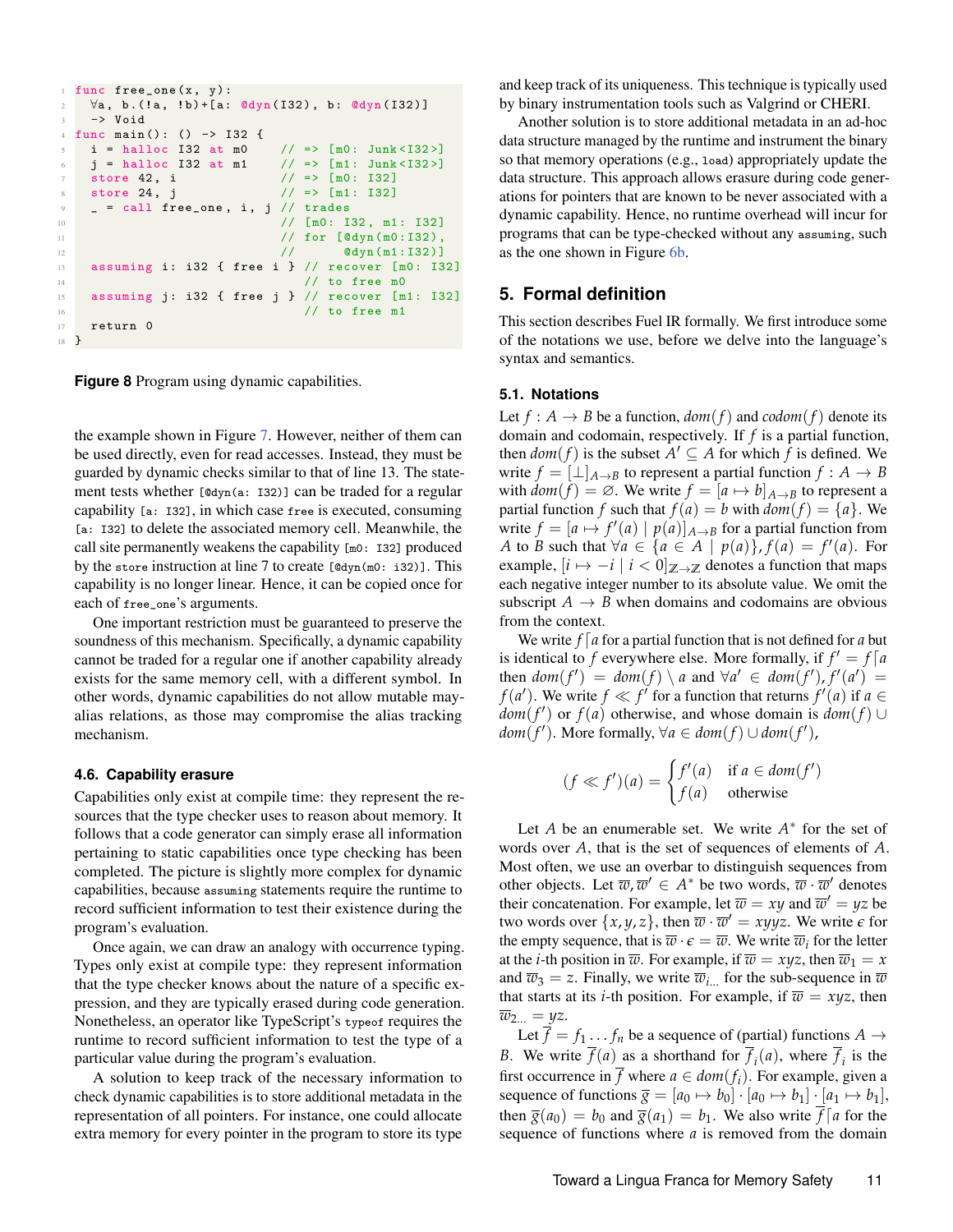```
func free_one(x, y):
  ∀a, b.(!a, !b)+[a: @dyn(I32), b: @dyn(I32)]
  -> Void
func main(): () -> I32 {
  i = halloc I32 at m0     // => [m0: Junk<I32>]
  j = halloc I32 at m1     // => [m1: Junk<I32>]
  store 42, i              // => [m0: I32]
  store 24, j              // => [m1: I32]
  _ = call free_one, i, j // trades
                           // [m0: I32, m1: I32]
                           // for [@dyn(m0:I32),
                           //      @dyn(m1:I32)]
  assuming i: i32 { free i } // recover [m0: I32]
                             // to free m0
  assuming j: i32 { free j } // recover [m1: I32]
                             // to free m1
  return 0
}
```

**Figure 8** Program using dynamic capabilities.

the example shown in Figure 7. However, neither of them can be used directly, even for read accesses. Instead, they must be guarded by dynamic checks similar to that of line 13. The statement tests whether `[@dyn(a: I32)]` can be traded for a regular capability `[a: I32]`, in which case `free` is executed, consuming `[a: I32]` to delete the associated memory cell. Meanwhile, the call site permanently weakens the capability `[m0: I32]` produced by the `store` instruction at line 7 to create `[@dyn(m0: i32)]`. This capability is no longer linear. Hence, it can be copied once for each of `free_one`'s arguments.

One important restriction must be guaranteed to preserve the soundness of this mechanism. Specifically, a dynamic capability cannot be traded for a regular one if another capability already exists for the same memory cell, with a different symbol. In other words, dynamic capabilities do not allow mutable may-alias relations, as those may compromise the alias tracking mechanism.

### 4.6. Capability erasure

Capabilities only exist at compile time: they represent the resources that the type checker uses to reason about memory. It follows that a code generator can simply erase all information pertaining to static capabilities once type checking has been completed. The picture is slightly more complex for dynamic capabilities, because `assuming` statements require the runtime to record sufficient information to test their existence during the program's evaluation.

Once again, we can draw an analogy with occurrence typing. Types only exist at compile type: they represent information that the type checker knows about the nature of a specific expression, and they are typically erased during code generation. Nonetheless, an operator like TypeScript's `typeof` requires the runtime to record sufficient information to test the type of a particular value during the program's evaluation.

A solution to keep track of the necessary information to check dynamic capabilities is to store additional metadata in the representation of all pointers. For instance, one could allocate extra memory for every pointer in the program to store its type and keep track of its uniqueness. This technique is typically used by binary instrumentation tools such as Valgrind or CHERI.

Another solution is to store additional metadata in an ad-hoc data structure managed by the runtime and instrument the binary so that memory operations (e.g., `load`) appropriately update the data structure. This approach allows erasure during code generations for pointers that are known to be never associated with a dynamic capability. Hence, no runtime overhead will incur for programs that can be type-checked without any `assuming`, such as the one shown in Figure 6b.

## 5. Formal definition

This section describes Fuel IR formally. We first introduce some of the notations we use, before we delve into the language's syntax and semantics.

### 5.1. Notations

Let $f : A \to B$ be a function, $dom(f)$ and $codom(f)$ denote its domain and codomain, respectively. If $f$ is a partial function, then $dom(f)$ is the subset $A' \subseteq A$ for which $f$ is defined. We write $f = [\bot]_{A \to B}$ to represent a partial function $f : A \to B$ with $dom(f) = \varnothing$. We write $f = [a \mapsto b]_{A \to B}$ to represent a partial function $f$ such that $f(a) = b$ with $dom(f) = \{a\}$. We write $f = [a \mapsto f'(a) \mid p(a)]_{A \to B}$ for a partial function from $A$ to $B$ such that $\forall a \in \{a \in A \mid p(a)\}, f(a) = f'(a)$. For example, $[i \mapsto -i \mid i < 0]_{\mathbb{Z} \to \mathbb{Z}}$ denotes a function that maps each negative integer number to its absolute value. We omit the subscript $A \to B$ when domains and codomains are obvious from the context.

We write $f \lceil a$ for a partial function that is not defined for $a$ but is identical to $f$ everywhere else. More formally, if $f' = f \lceil a$ then $dom(f') = dom(f) \setminus a$ and $\forall a' \in dom(f'), f'(a') = f(a')$. We write $f \ll f'$ for a function that returns $f'(a)$ if $a \in dom(f')$ or $f(a)$ otherwise, and whose domain is $dom(f) \cup dom(f')$. More formally, $\forall a \in dom(f) \cup dom(f')$,

$$(f \ll f')(a) = \begin{cases} f'(a) & \text{if } a \in dom(f') \\ f(a) & \text{otherwise} \end{cases}$$

Let $A$ be an enumerable set. We write $A^*$ for the set of words over $A$, that is the set of sequences of elements of $A$. Most often, we use an overbar to distinguish sequences from other objects. Let $\overline{w}, \overline{w}' \in A^*$ be two words, $\overline{w} \cdot \overline{w}'$ denotes their concatenation. For example, let $\overline{w} = xy$ and $\overline{w}' = yz$ be two words over $\{x, y, z\}$, then $\overline{w} \cdot \overline{w}' = xyyz$. We write $\epsilon$ for the empty sequence, that is $\overline{w} \cdot \epsilon = \overline{w}$. We write $\overline{w}_i$ for the letter at the $i$-th position in $\overline{w}$. For example, if $\overline{w} = xyz$, then $\overline{w}_1 = x$ and $\overline{w}_3 = z$. Finally, we write $\overline{w}_{i\ldots}$ for the sub-sequence in $\overline{w}$ that starts at its $i$-th position. For example, if $\overline{w} = xyz$, then $\overline{w}_{2\ldots} = yz$.

Let $\overline{f} = f_1 \ldots f_n$ be a sequence of (partial) functions $A \to B$. We write $\overline{f}(a)$ as a shorthand for $\overline{f}_i(a)$, where $\overline{f}_i$ is the first occurrence in $\overline{f}$ where $a \in dom(f_i)$. For example, given a sequence of functions $\overline{g} = [a_0 \mapsto b_0] \cdot [a_0 \mapsto b_1] \cdot [a_1 \mapsto b_1]$, then $\overline{g}(a_0) = b_0$ and $\overline{g}(a_1) = b_1$. We also write $\overline{f} \lceil a$ for the sequence of functions where $a$ is removed from the domain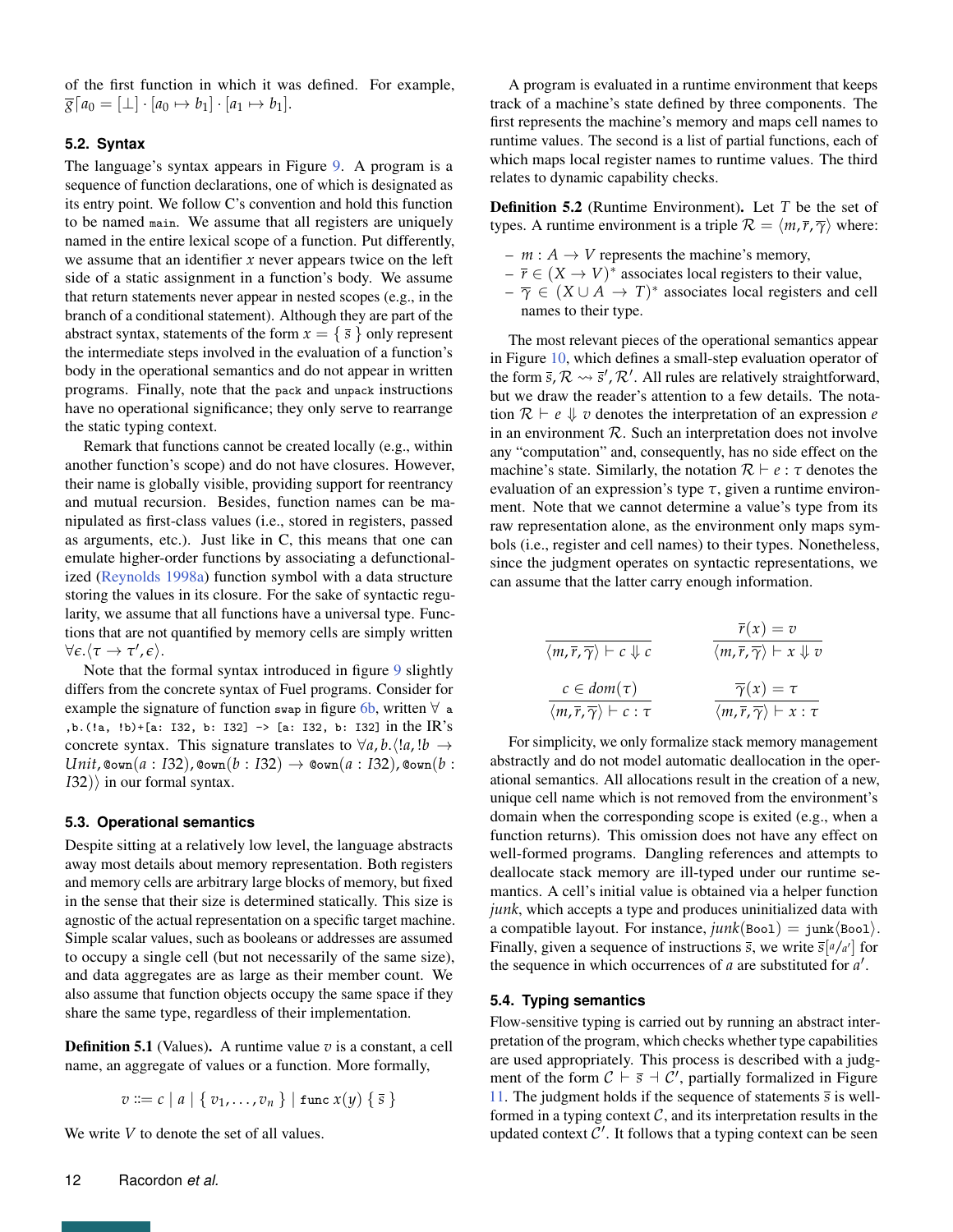of the first function in which it was defined. For example, $\overline{g}\lceil a_0 = [\bot] \cdot [a_0 \mapsto b_1] \cdot [a_1 \mapsto b_1]$.

### 5.2. Syntax

The language's syntax appears in Figure 9. A program is a sequence of function declarations, one of which is designated as its entry point. We follow C's convention and hold this function to be named `main`. We assume that all registers are uniquely named in the entire lexical scope of a function. Put differently, we assume that an identifier $x$ never appears twice on the left side of a static assignment in a function's body. We assume that return statements never appear in nested scopes (e.g., in the branch of a conditional statement). Although they are part of the abstract syntax, statements of the form $x = \{\ \overline{s}\ \}$ only represent the intermediate steps involved in the evaluation of a function's body in the operational semantics and do not appear in written programs. Finally, note that the `pack` and `unpack` instructions have no operational significance; they only serve to rearrange the static typing context.

Remark that functions cannot be created locally (e.g., within another function's scope) and do not have closures. However, their name is globally visible, providing support for reentrancy and mutual recursion. Besides, function names can be manipulated as first-class values (i.e., stored in registers, passed as arguments, etc.). Just like in C, this means that one can emulate higher-order functions by associating a defunctionalized (Reynolds 1998a) function symbol with a data structure storing the values in its closure. For the sake of syntactic regularity, we assume that all functions have a universal type. Functions that are not quantified by memory cells are simply written $\forall\epsilon.\langle\tau \to \tau', \epsilon\rangle$.

Note that the formal syntax introduced in figure 9 slightly differs from the concrete syntax of Fuel programs. Consider for example the signature of function `swap` in figure 6b, written `∀ a ,b.(!a, !b)+[a: I32, b: I32] -> [a: I32, b: I32]` in the IR's concrete syntax. This signature translates to $\forall a, b.\langle !a, !b \to \mathit{Unit}, \texttt{@own}(a : I32), \texttt{@own}(b : I32) \to \texttt{@own}(a : I32), \texttt{@own}(b : I32)\rangle$ in our formal syntax.

### 5.3. Operational semantics

Despite sitting at a relatively low level, the language abstracts away most details about memory representation. Both registers and memory cells are arbitrary large blocks of memory, but fixed in the sense that their size is determined statically. This size is agnostic of the actual representation on a specific target machine. Simple scalar values, such as booleans or addresses are assumed to occupy a single cell (but not necessarily of the same size), and data aggregates are as large as their member count. We also assume that function objects occupy the same space if they share the same type, regardless of their implementation.

**Definition 5.1** (Values)**.** A runtime value $v$ is a constant, a cell name, an aggregate of values or a function. More formally,

$$v ::= c \mid a \mid \{\ v_1, \ldots, v_n\ \} \mid \texttt{func}\ x(y)\ \{\ \overline{s}\ \}$$

We write $V$ to denote the set of all values.

A program is evaluated in a runtime environment that keeps track of a machine's state defined by three components. The first represents the machine's memory and maps cell names to runtime values. The second is a list of partial functions, each of which maps local register names to runtime values. The third relates to dynamic capability checks.

**Definition 5.2** (Runtime Environment)**.** Let $T$ be the set of types. A runtime environment is a triple $\mathcal{R} = \langle m, \overline{r}, \overline{\gamma}\rangle$ where:

- $m : A \to V$ represents the machine's memory,
- $\overline{r} \in (X \to V)^*$ associates local registers to their value,
- $\overline{\gamma} \in (X \cup A \to T)^*$ associates local registers and cell names to their type.

The most relevant pieces of the operational semantics appear in Figure 10, which defines a small-step evaluation operator of the form $\overline{s}, \mathcal{R} \rightsquigarrow \overline{s}', \mathcal{R}'$. All rules are relatively straightforward, but we draw the reader's attention to a few details. The notation $\mathcal{R} \vdash e \Downarrow v$ denotes the interpretation of an expression $e$ in an environment $\mathcal{R}$. Such an interpretation does not involve any "computation" and, consequently, has no side effect on the machine's state. Similarly, the notation $\mathcal{R} \vdash e : \tau$ denotes the evaluation of an expression's type $\tau$, given a runtime environment. Note that we cannot determine a value's type from its raw representation alone, as the environment only maps symbols (i.e., register and cell names) to their types. Nonetheless, since the judgment operates on syntactic representations, we can assume that the latter carry enough information.

$$\frac{}{\langle m, \overline{r}, \overline{\gamma}\rangle \vdash c \Downarrow c} \qquad \frac{\overline{r}(x) = v}{\langle m, \overline{r}, \overline{\gamma}\rangle \vdash x \Downarrow v}$$

$$\frac{c \in dom(\tau)}{\langle m, \overline{r}, \overline{\gamma}\rangle \vdash c : \tau} \qquad \frac{\overline{\gamma}(x) = \tau}{\langle m, \overline{r}, \overline{\gamma}\rangle \vdash x : \tau}$$

For simplicity, we only formalize stack memory management abstractly and do not model automatic deallocation in the operational semantics. All allocations result in the creation of a new, unique cell name which is not removed from the environment's domain when the corresponding scope is exited (e.g., when a function returns). This omission does not have any effect on well-formed programs. Dangling references and attempts to deallocate stack memory are ill-typed under our runtime semantics. A cell's initial value is obtained via a helper function *junk*, which accepts a type and produces uninitialized data with a compatible layout. For instance, $\mathit{junk}(\texttt{Bool}) = \texttt{junk}\langle\texttt{Bool}\rangle$. Finally, given a sequence of instructions $\overline{s}$, we write $\overline{s}[a/a']$ for the sequence in which occurrences of $a$ are substituted for $a'$.

### 5.4. Typing semantics

Flow-sensitive typing is carried out by running an abstract interpretation of the program, which checks whether type capabilities are used appropriately. This process is described with a judgment of the form $\mathcal{C} \vdash \overline{s} \dashv \mathcal{C}'$, partially formalized in Figure 11. The judgment holds if the sequence of statements $\overline{s}$ is well-formed in a typing context $\mathcal{C}$, and its interpretation results in the updated context $\mathcal{C}'$. It follows that a typing context can be seen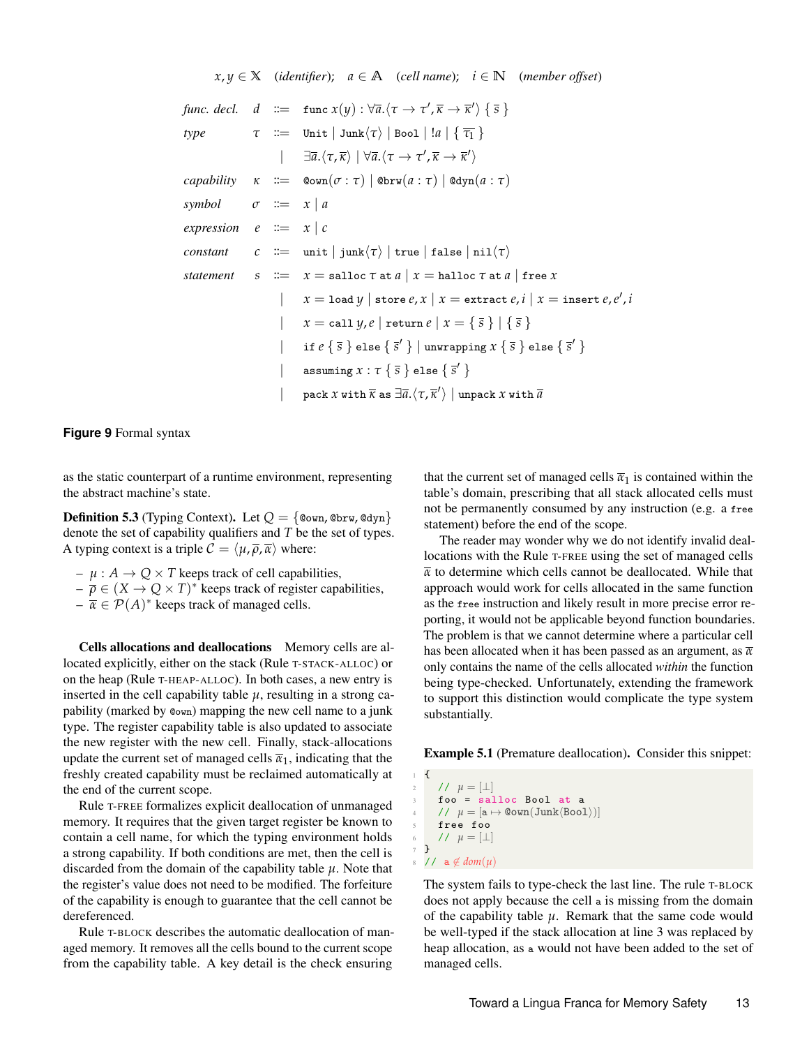$$x, y \in \mathbb{X} \quad (\textit{identifier}); \quad a \in \mathbb{A} \quad (\textit{cell name}); \quad i \in \mathbb{N} \quad (\textit{member offset})$$

$$
\begin{array}{llcl}
\textit{func. decl.} & d & ::= & \texttt{func}\ x(y) : \forall \overline{a}.\langle \tau \to \tau', \overline{\kappa} \to \overline{\kappa}' \rangle\ \{\ \overline{s}\ \} \\
\textit{type} & \tau & ::= & \texttt{Unit} \mid \texttt{Junk}\langle \tau \rangle \mid \texttt{Bool} \mid\ !a \mid \{\ \overline{\tau_1}\ \} \\
 & & \mid & \exists \overline{a}.\langle \tau, \overline{\kappa} \rangle \mid \forall \overline{a}.\langle \tau \to \tau', \overline{\kappa} \to \overline{\kappa}' \rangle \\
\textit{capability} & \kappa & ::= & \texttt{@own}(\sigma : \tau) \mid \texttt{@brw}(a : \tau) \mid \texttt{@dyn}(a : \tau) \\
\textit{symbol} & \sigma & ::= & x \mid a \\
\textit{expression} & e & ::= & x \mid c \\
\textit{constant} & c & ::= & \texttt{unit} \mid \texttt{junk}\langle \tau \rangle \mid \texttt{true} \mid \texttt{false} \mid \texttt{nil}\langle \tau \rangle \\
\textit{statement} & s & ::= & x = \texttt{salloc}\ \tau\ \texttt{at}\ a \mid x = \texttt{halloc}\ \tau\ \texttt{at}\ a \mid \texttt{free}\ x \\
 & & \mid & x = \texttt{load}\ y \mid \texttt{store}\ e, x \mid x = \texttt{extract}\ e, i \mid x = \texttt{insert}\ e, e', i \\
 & & \mid & x = \texttt{call}\ y, e \mid \texttt{return}\ e \mid x = \{\ \overline{s}\ \} \mid \{\ \overline{s}\ \} \\
 & & \mid & \texttt{if}\ e\ \{\ \overline{s}\ \}\ \texttt{else}\ \{\ \overline{s}'\ \} \mid \texttt{unwrapping}\ x\ \{\ \overline{s}\ \}\ \texttt{else}\ \{\ \overline{s}'\ \} \\
 & & \mid & \texttt{assuming}\ x : \tau\ \{\ \overline{s}\ \}\ \texttt{else}\ \{\ \overline{s}'\ \} \\
 & & \mid & \texttt{pack}\ x\ \texttt{with}\ \overline{\kappa}\ \texttt{as}\ \exists \overline{a}.\langle \tau, \overline{\kappa}' \rangle \mid \texttt{unpack}\ x\ \texttt{with}\ \overline{a}
\end{array}
$$

**Figure 9** Formal syntax

as the static counterpart of a runtime environment, representing the abstract machine's state.

**Definition 5.3** (Typing Context)**.** Let $Q = \{\texttt{@own}, \texttt{@brw}, \texttt{@dyn}\}$ denote the set of capability qualifiers and $T$ be the set of types. A typing context is a triple $\mathcal{C} = \langle \mu, \overline{\rho}, \overline{\alpha} \rangle$ where:

- $\mu : A \to Q \times T$ keeps track of cell capabilities,
- $\overline{\rho} \in (X \to Q \times T)^*$ keeps track of register capabilities,
- $\overline{\alpha} \in \mathcal{P}(A)^*$ keeps track of managed cells.

**Cells allocations and deallocations** Memory cells are allocated explicitly, either on the stack (Rule T-STACK-ALLOC) or on the heap (Rule T-HEAP-ALLOC). In both cases, a new entry is inserted in the cell capability table $\mu$, resulting in a strong capability (marked by `@own`) mapping the new cell name to a junk type. The register capability table is also updated to associate the new register with the new cell. Finally, stack-allocations update the current set of managed cells $\overline{\alpha}_1$, indicating that the freshly created capability must be reclaimed automatically at the end of the current scope.

Rule T-FREE formalizes explicit deallocation of unmanaged memory. It requires that the given target register be known to contain a cell name, for which the typing environment holds a strong capability. If both conditions are met, then the cell is discarded from the domain of the capability table $\mu$. Note that the register's value does not need to be modified. The forfeiture of the capability is enough to guarantee that the cell cannot be dereferenced.

Rule T-BLOCK describes the automatic deallocation of managed memory. It removes all the cells bound to the current scope from the capability table. A key detail is the check ensuring that the current set of managed cells $\overline{\alpha}_1$ is contained within the table's domain, prescribing that all stack allocated cells must not be permanently consumed by any instruction (e.g. a `free` statement) before the end of the scope.

The reader may wonder why we do not identify invalid deallocations with the Rule T-FREE using the set of managed cells $\overline{\alpha}$ to determine which cells cannot be deallocated. While that approach would work for cells allocated in the same function as the `free` instruction and likely result in more precise error reporting, it would not be applicable beyond function boundaries. The problem is that we cannot determine where a particular cell has been allocated when it has been passed as an argument, as $\overline{\alpha}$ only contains the name of the cells allocated *within* the function being type-checked. Unfortunately, extending the framework to support this distinction would complicate the type system substantially.

**Example 5.1** (Premature deallocation)**.** Consider this snippet:

```
{
  // μ = [⊥]
  foo = salloc Bool at a
  // μ = [a ↦ @own(Junk⟨Bool⟩)]
  free foo
  // μ = [⊥]
}
// a ∉ dom(μ)
```

The system fails to type-check the last line. The rule T-BLOCK does not apply because the cell `a` is missing from the domain of the capability table $\mu$. Remark that the same code would be well-typed if the stack allocation at line 3 was replaced by heap allocation, as `a` would not have been added to the set of managed cells.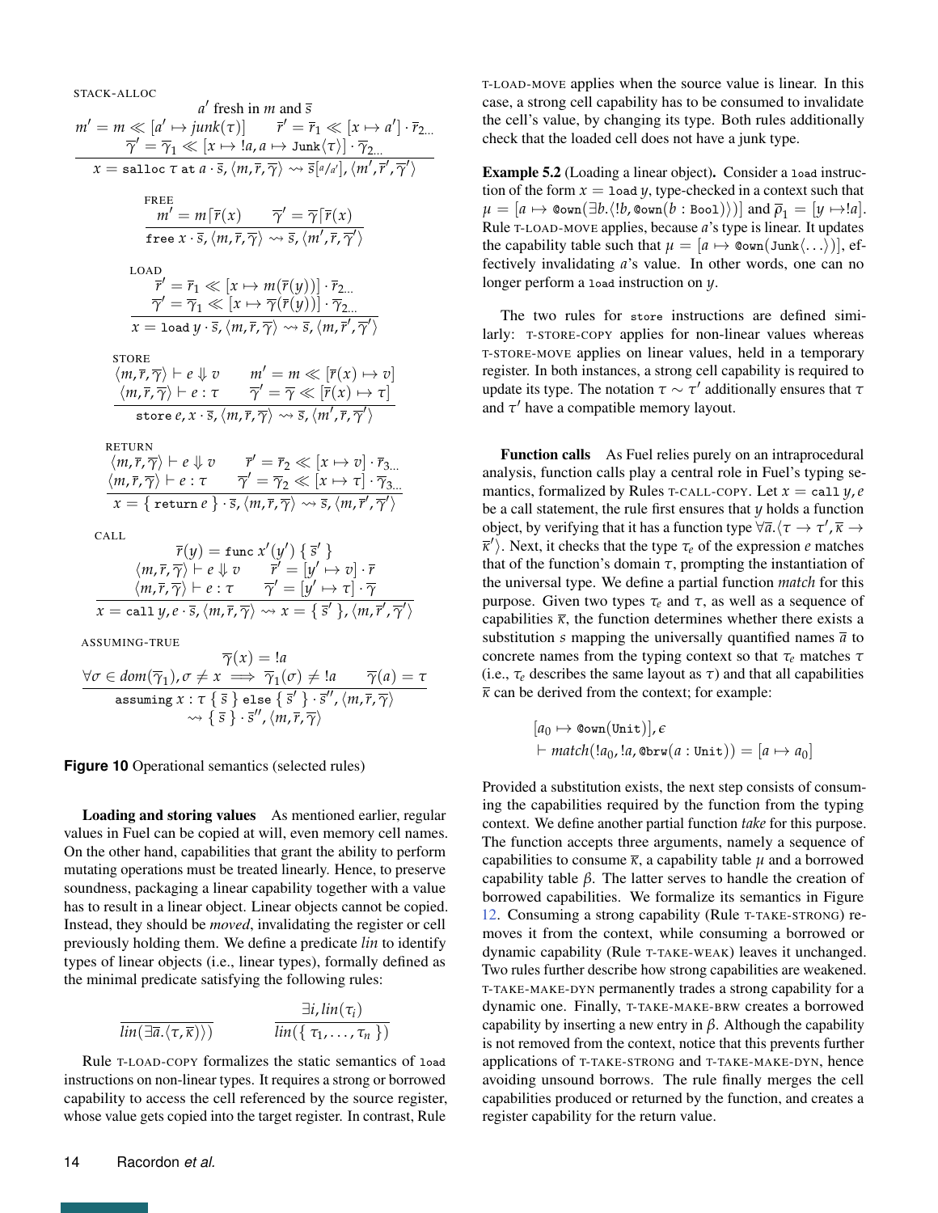STACK-ALLOC

$$\frac{a' \text{ fresh in } m \text{ and } \overline{s} \qquad m' = m \ll [a' \mapsto junk(\tau)] \qquad \overline{r}' = \overline{r}_1 \ll [x \mapsto a'] \cdot \overline{r}_{2\ldots} \qquad \overline{\gamma}' = \overline{\gamma}_1 \ll [x \mapsto !a, a \mapsto \texttt{Junk}\langle\tau\rangle] \cdot \overline{\gamma}_{2\ldots}}{x = \texttt{salloc}\ \tau\ \texttt{at}\ a \cdot \overline{s}, \langle m, \overline{r}, \overline{\gamma}\rangle \rightsquigarrow \overline{s}[a/a'], \langle m', \overline{r}', \overline{\gamma}'\rangle}$$

FREE

$$\frac{m' = m\lceil\overline{r}(x) \qquad \overline{\gamma}' = \overline{\gamma}\lceil\overline{r}(x)}{\texttt{free}\ x \cdot \overline{s}, \langle m, \overline{r}, \overline{\gamma}\rangle \rightsquigarrow \overline{s}, \langle m', \overline{r}, \overline{\gamma}'\rangle}$$

LOAD

$$\frac{\overline{r}' = \overline{r}_1 \ll [x \mapsto m(\overline{r}(y))] \cdot \overline{r}_{2\ldots} \qquad \overline{\gamma}' = \overline{\gamma}_1 \ll [x \mapsto \overline{\gamma}(\overline{r}(y))] \cdot \overline{\gamma}_{2\ldots}}{x = \texttt{load}\ y \cdot \overline{s}, \langle m, \overline{r}, \overline{\gamma}\rangle \rightsquigarrow \overline{s}, \langle m, \overline{r}', \overline{\gamma}'\rangle}$$

STORE

$$\frac{\langle m, \overline{r}, \overline{\gamma}\rangle \vdash e \Downarrow v \qquad m' = m \ll [\overline{r}(x) \mapsto v] \qquad \langle m, \overline{r}, \overline{\gamma}\rangle \vdash e : \tau \qquad \overline{\gamma}' = \overline{\gamma} \ll [\overline{r}(x) \mapsto \tau]}{\texttt{store}\ e, x \cdot \overline{s}, \langle m, \overline{r}, \overline{\gamma}\rangle \rightsquigarrow \overline{s}, \langle m', \overline{r}, \overline{\gamma}'\rangle}$$

RETURN

$$\frac{\langle m, \overline{r}, \overline{\gamma}\rangle \vdash e \Downarrow v \qquad \overline{r}' = \overline{r}_2 \ll [x \mapsto v] \cdot \overline{r}_{3\ldots} \qquad \langle m, \overline{r}, \overline{\gamma}\rangle \vdash e : \tau \qquad \overline{\gamma}' = \overline{\gamma}_2 \ll [x \mapsto \tau] \cdot \overline{\gamma}_{3\ldots}}{x = \{\ \texttt{return}\ e\ \} \cdot \overline{s}, \langle m, \overline{r}, \overline{\gamma}\rangle \rightsquigarrow \overline{s}, \langle m, \overline{r}', \overline{\gamma}'\rangle}$$

CALL

$$\frac{\overline{r}(y) = \texttt{func}\ x'(y')\ \{\ \overline{s}'\ \} \qquad \langle m, \overline{r}, \overline{\gamma}\rangle \vdash e \Downarrow v \qquad \overline{r}' = [y' \mapsto v] \cdot \overline{r} \qquad \langle m, \overline{r}, \overline{\gamma}\rangle \vdash e : \tau \qquad \overline{\gamma}' = [y' \mapsto \tau] \cdot \overline{\gamma}}{x = \texttt{call}\ y, e \cdot \overline{s}, \langle m, \overline{r}, \overline{\gamma}\rangle \rightsquigarrow x = \{\ \overline{s}'\ \}, \langle m, \overline{r}', \overline{\gamma}'\rangle}$$

ASSUMING-TRUE

$$\frac{\overline{\gamma}(x) = !a \qquad \forall \sigma \in dom(\overline{\gamma}_1), \sigma \neq x \implies \overline{\gamma}_1(\sigma) \neq !a \qquad \overline{\gamma}(a) = \tau}{\texttt{assuming}\ x : \tau\ \{\ \overline{s}\ \}\ \texttt{else}\ \{\ \overline{s}'\ \} \cdot \overline{s}'', \langle m, \overline{r}, \overline{\gamma}\rangle \rightsquigarrow \{\ \overline{s}\ \} \cdot \overline{s}'', \langle m, \overline{r}, \overline{\gamma}\rangle}$$

**Figure 10** Operational semantics (selected rules)

**Loading and storing values** As mentioned earlier, regular values in Fuel can be copied at will, even memory cell names. On the other hand, capabilities that grant the ability to perform mutating operations must be treated linearly. Hence, to preserve soundness, packaging a linear capability together with a value has to result in a linear object. Linear objects cannot be copied. Instead, they should be *moved*, invalidating the register or cell previously holding them. We define a predicate *lin* to identify types of linear objects (i.e., linear types), formally defined as the minimal predicate satisfying the following rules:

$$\frac{}{lin(\exists\overline{a}.\langle\tau,\overline{\kappa}\rangle))} \qquad \frac{\exists i, lin(\tau_i)}{lin(\{\ \tau_1,\ldots,\tau_n\ \})}$$

Rule T-LOAD-COPY formalizes the static semantics of `load` instructions on non-linear types. It requires a strong or borrowed capability to access the cell referenced by the source register, whose value gets copied into the target register. In contrast, Rule T-LOAD-MOVE applies when the source value is linear. In this case, a strong cell capability has to be consumed to invalidate the cell's value, by changing its type. Both rules additionally check that the loaded cell does not have a junk type.

**Example 5.2** (Loading a linear object)**.** Consider a `load` instruction of the form $x = \texttt{load}\ y$, type-checked in a context such that $\mu = [a \mapsto \texttt{@own}(\exists b.\langle !b, \texttt{@own}(b : \texttt{Bool})\rangle)]$ and $\overline{\rho}_1 = [y \mapsto !a]$. Rule T-LOAD-MOVE applies, because $a$'s type is linear. It updates the capability table such that $\mu = [a \mapsto \texttt{@own}(\texttt{Junk}\langle\ldots\rangle)]$, effectively invalidating $a$'s value. In other words, one can no longer perform a `load` instruction on $y$.

The two rules for `store` instructions are defined similarly: T-STORE-COPY applies for non-linear values whereas T-STORE-MOVE applies on linear values, held in a temporary register. In both instances, a strong cell capability is required to update its type. The notation $\tau \sim \tau'$ additionally ensures that $\tau$ and $\tau'$ have a compatible memory layout.

**Function calls** As Fuel relies purely on an intraprocedural analysis, function calls play a central role in Fuel's typing semantics, formalized by Rules T-CALL-COPY. Let $x = \texttt{call}\ y, e$ be a call statement, the rule first ensures that $y$ holds a function object, by verifying that it has a function type $\forall\overline{a}.\langle\tau \rightarrow \tau', \overline{\kappa} \rightarrow \overline{\kappa}'\rangle$. Next, it checks that the type $\tau_e$ of the expression $e$ matches that of the function's domain $\tau$, prompting the instantiation of the universal type. We define a partial function *match* for this purpose. Given two types $\tau_e$ and $\tau$, as well as a sequence of capabilities $\overline{\kappa}$, the function determines whether there exists a substitution $s$ mapping the universally quantified names $\overline{a}$ to concrete names from the typing context so that $\tau_e$ matches $\tau$ (i.e., $\tau_e$ describes the same layout as $\tau$) and that all capabilities $\overline{\kappa}$ can be derived from the context; for example:

$$[a_0 \mapsto \texttt{@own}(\texttt{Unit})], \epsilon \vdash match(!a_0, !a, \texttt{@brw}(a : \texttt{Unit})) = [a \mapsto a_0]$$

Provided a substitution exists, the next step consists of consuming the capabilities required by the function from the typing context. We define another partial function *take* for this purpose. The function accepts three arguments, namely a sequence of capabilities to consume $\overline{\kappa}$, a capability table $\mu$ and a borrowed capability table $\beta$. The latter serves to handle the creation of borrowed capabilities. We formalize its semantics in Figure 12. Consuming a strong capability (Rule T-TAKE-STRONG) removes it from the context, while consuming a borrowed or dynamic capability (Rule T-TAKE-WEAK) leaves it unchanged. Two rules further describe how strong capabilities are weakened. T-TAKE-MAKE-DYN permanently trades a strong capability for a dynamic one. Finally, T-TAKE-MAKE-BRW creates a borrowed capability by inserting a new entry in $\beta$. Although the capability is not removed from the context, notice that this prevents further applications of T-TAKE-STRONG and T-TAKE-MAKE-DYN, hence avoiding unsound borrows. The rule finally merges the cell capabilities produced or returned by the function, and creates a register capability for the return value.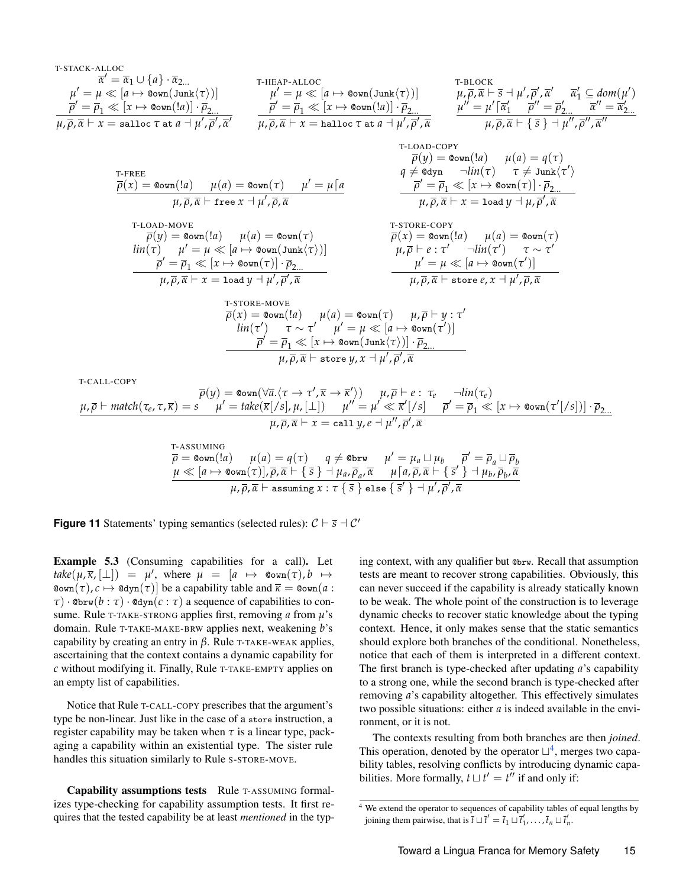T-STACK-ALLOC

$$\frac{\overline{\alpha}' = \overline{\alpha}_1 \cup \{a\} \cdot \overline{\alpha}_{2\ldots} \quad \mu' = \mu \ll [a \mapsto \texttt{@own}(\texttt{Junk}\langle\tau\rangle)] \quad \overline{\rho}' = \overline{\rho}_1 \ll [x \mapsto \texttt{@own}(!a)] \cdot \overline{\rho}_{2\ldots}}{\mu, \overline{\rho}, \overline{\alpha} \vdash x = \texttt{salloc}\ \tau\ \texttt{at}\ a \dashv \mu', \overline{\rho}', \overline{\alpha}'}$$

T-HEAP-ALLOC

$$\frac{\mu' = \mu \ll [a \mapsto \texttt{@own}(\texttt{Junk}\langle\tau\rangle)] \quad \overline{\rho}' = \overline{\rho}_1 \ll [x \mapsto \texttt{@own}(!a)] \cdot \overline{\rho}_{2\ldots}}{\mu, \overline{\rho}, \overline{\alpha} \vdash x = \texttt{halloc}\ \tau\ \texttt{at}\ a \dashv \mu', \overline{\rho}', \overline{\alpha}}$$

T-BLOCK

$$\frac{\mu, \overline{\rho}, \overline{\alpha} \vdash \overline{s} \dashv \mu', \overline{\rho}', \overline{\alpha}' \quad \overline{\alpha}_1' \subseteq dom(\mu') \quad \mu'' = \mu' \lceil \overline{\alpha}_1' \quad \overline{\rho}'' = \overline{\rho}_{2\ldots}' \quad \overline{\alpha}'' = \overline{\alpha}_{2\ldots}'}{\mu, \overline{\rho}, \overline{\alpha} \vdash \{\ \overline{s}\ \} \dashv \mu'', \overline{\rho}'', \overline{\alpha}''}$$

T-FREE

$$\frac{\overline{\rho}(x) = \texttt{@own}(!a) \quad \mu(a) = \texttt{@own}(\tau) \quad \mu' = \mu \lceil a}{\mu, \overline{\rho}, \overline{\alpha} \vdash \texttt{free}\ x \dashv \mu', \overline{\rho}, \overline{\alpha}}$$

T-LOAD-COPY

$$\frac{\overline{\rho}(y) = \texttt{@own}(!a) \quad \mu(a) = q(\tau) \quad q \neq \texttt{@dyn} \quad \neg lin(\tau) \quad \tau \neq \texttt{Junk}\langle\tau'\rangle \quad \overline{\rho}' = \overline{\rho}_1 \ll [x \mapsto \texttt{@own}(\tau)] \cdot \overline{\rho}_{2\ldots}}{\mu, \overline{\rho}, \overline{\alpha} \vdash x = \texttt{load}\ y \dashv \mu, \overline{\rho}', \overline{\alpha}}$$

T-LOAD-MOVE

$$\frac{\overline{\rho}(y) = \texttt{@own}(!a) \quad \mu(a) = \texttt{@own}(\tau) \quad lin(\tau) \quad \mu' = \mu \ll [a \mapsto \texttt{@own}(\texttt{Junk}\langle\tau\rangle)] \quad \overline{\rho}' = \overline{\rho}_1 \ll [x \mapsto \texttt{@own}(\tau)] \cdot \overline{\rho}_{2\ldots}}{\mu, \overline{\rho}, \overline{\alpha} \vdash x = \texttt{load}\ y \dashv \mu', \overline{\rho}', \overline{\alpha}}$$

T-STORE-COPY

$$\frac{\overline{\rho}(x) = \texttt{@own}(!a) \quad \mu(a) = \texttt{@own}(\tau) \quad \mu, \overline{\rho} \vdash e : \tau' \quad \neg lin(\tau') \quad \tau \sim \tau' \quad \mu' = \mu \ll [a \mapsto \texttt{@own}(\tau')]}{\mu, \overline{\rho}, \overline{\alpha} \vdash \texttt{store}\ e, x \dashv \mu', \overline{\rho}, \overline{\alpha}}$$

T-STORE-MOVE

$$\frac{\overline{\rho}(x) = \texttt{@own}(!a) \quad \mu(a) = \texttt{@own}(\tau) \quad \mu, \overline{\rho} \vdash y : \tau' \quad lin(\tau') \quad \tau \sim \tau' \quad \mu' = \mu \ll [a \mapsto \texttt{@own}(\tau')] \quad \overline{\rho}' = \overline{\rho}_1 \ll [x \mapsto \texttt{@own}(\texttt{Junk}\langle\tau\rangle)] \cdot \overline{\rho}_{2\ldots}}{\mu, \overline{\rho}, \overline{\alpha} \vdash \texttt{store}\ y, x \dashv \mu', \overline{\rho}', \overline{\alpha}}$$

T-CALL-COPY

$$\frac{\overline{\rho}(y) = \texttt{@own}(\forall \overline{a}.\langle \tau \to \tau', \overline{\kappa} \to \overline{\kappa}'\rangle) \quad \mu, \overline{\rho} \vdash e : \tau_e \quad \neg lin(\tau_e) \quad \mu, \overline{\rho} \vdash match(\tau_e, \tau, \overline{\kappa}) = s \quad \mu' = take(\overline{\kappa}[/s], \mu, [\bot]) \quad \mu'' = \mu' \ll \overline{\kappa}'[/s] \quad \overline{\rho}' = \overline{\rho}_1 \ll [x \mapsto \texttt{@own}(\tau'[/s])] \cdot \overline{\rho}_{2\ldots}}{\mu, \overline{\rho}, \overline{\alpha} \vdash x = \texttt{call}\ y, e \dashv \mu'', \overline{\rho}', \overline{\alpha}}$$

T-ASSUMING

$$\frac{\overline{\rho} = \texttt{@own}(!a) \quad \mu(a) = q(\tau) \quad q \neq \texttt{@brw} \quad \mu' = \mu_a \sqcup \mu_b \quad \overline{\rho}' = \overline{\rho}_a \sqcup \overline{\rho}_b \quad \mu \ll [a \mapsto \texttt{@own}(\tau)], \overline{\rho}, \overline{\alpha} \vdash \{\ \overline{s}\ \} \dashv \mu_a, \overline{\rho}_a, \overline{\alpha} \quad \mu \lceil a, \overline{\rho}, \overline{\alpha} \vdash \{\ \overline{s}'\ \} \dashv \mu_b, \overline{\rho}_b, \overline{\alpha}}{\mu, \overline{\rho}, \overline{\alpha} \vdash \texttt{assuming}\ x : \tau\ \{\ \overline{s}\ \}\ \texttt{else}\ \{\ \overline{s}'\ \} \dashv \mu', \overline{\rho}', \overline{\alpha}}$$

**Figure 11** Statements' typing semantics (selected rules): $\mathcal{C} \vdash \overline{s} \dashv \mathcal{C}'$

**Example 5.3** (Consuming capabilities for a call)**.** Let $take(\mu, \overline{\kappa}, [\bot]) = \mu'$, where $\mu = [a \mapsto \texttt{@own}(\tau), b \mapsto \texttt{@own}(\tau), c \mapsto \texttt{@dyn}(\tau)]$ be a capability table and $\overline{\kappa} = \texttt{@own}(a : \tau) \cdot \texttt{@brw}(b : \tau) \cdot \texttt{@dyn}(c : \tau)$ a sequence of capabilities to consume. Rule T-TAKE-STRONG applies first, removing $a$ from $\mu$'s domain. Rule T-TAKE-MAKE-BRW applies next, weakening $b$'s capability by creating an entry in $\beta$. Rule T-TAKE-WEAK applies, ascertaining that the context contains a dynamic capability for $c$ without modifying it. Finally, Rule T-TAKE-EMPTY applies on an empty list of capabilities.

Notice that Rule T-CALL-COPY prescribes that the argument's type be non-linear. Just like in the case of a `store` instruction, a register capability may be taken when $\tau$ is a linear type, packaging a capability within an existential type. The sister rule handles this situation similarly to Rule S-STORE-MOVE.

**Capability assumptions tests** Rule T-ASSUMING formalizes type-checking for capability assumption tests. It first requires that the tested capability be at least *mentioned* in the typing context, with any qualifier but `@brw`. Recall that assumption tests are meant to recover strong capabilities. Obviously, this can never succeed if the capability is already statically known to be weak. The whole point of the construction is to leverage dynamic checks to recover static knowledge about the typing context. Hence, it only makes sense that the static semantics should explore both branches of the conditional. Nonetheless, notice that each of them is interpreted in a different context. The first branch is type-checked after updating $a$'s capability to a strong one, while the second branch is type-checked after removing $a$'s capability altogether. This effectively simulates two possible situations: either $a$ is indeed available in the environment, or it is not.

The contexts resulting from both branches are then *joined*. This operation, denoted by the operator $\sqcup$[4], merges two capability tables, resolving conflicts by introducing dynamic capabilities. More formally, $t \sqcup t' = t''$ if and only if:

[4] We extend the operator to sequences of capability tables of equal lengths by joining them pairwise, that is $\overline{t} \sqcup \overline{t}' = \overline{t}_1 \sqcup \overline{t}_1', \ldots, \overline{t}_n \sqcup \overline{t}_n'$.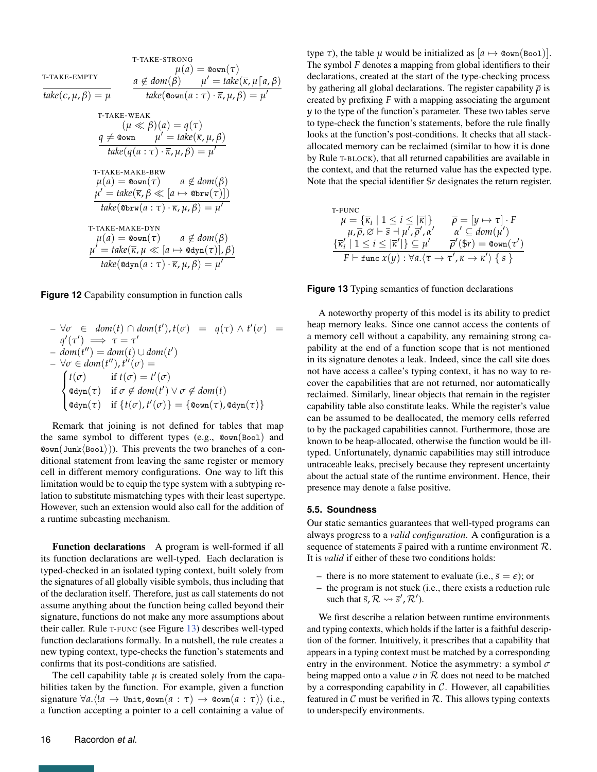$$\frac{}{take(\epsilon, \mu, \beta) = \mu}\ \textsc{T-Take-Empty}$$

$$\frac{\mu(a) = \texttt{@own}(\tau) \quad a \notin dom(\beta) \quad \mu' = take(\overline{\kappa}, \mu\lceil a, \beta)}{take(\texttt{@own}(a : \tau) \cdot \overline{\kappa}, \mu, \beta) = \mu'}\ \textsc{T-Take-Strong}$$

$$\frac{(\mu \ll \beta)(a) = q(\tau) \quad q \neq \texttt{@own} \quad \mu' = take(\overline{\kappa}, \mu, \beta)}{take(q(a : \tau) \cdot \overline{\kappa}, \mu, \beta) = \mu'}\ \textsc{T-Take-Weak}$$

$$\frac{\mu(a) = \texttt{@own}(\tau) \quad a \notin dom(\beta) \quad \mu' = take(\overline{\kappa}, \beta \ll [a \mapsto \texttt{@brw}(\tau)])}{take(\texttt{@brw}(a : \tau) \cdot \overline{\kappa}, \mu, \beta) = \mu'}\ \textsc{T-Take-Make-Brw}$$

$$\frac{\mu(a) = \texttt{@own}(\tau) \quad a \notin dom(\beta) \quad \mu' = take(\overline{\kappa}, \mu \ll [a \mapsto \texttt{@dyn}(\tau)], \beta)}{take(\texttt{@dyn}(a : \tau) \cdot \overline{\kappa}, \mu, \beta) = \mu'}\ \textsc{T-Take-Make-Dyn}$$

**Figure 12** Capability consumption in function calls

- $\forall \sigma \in dom(t) \cap dom(t'), t(\sigma) = q(\tau) \wedge t'(\sigma) = q'(\tau') \implies \tau = \tau'$
- $dom(t'') = dom(t) \cup dom(t')$
- $\forall \sigma \in dom(t''), t''(\sigma) =$
$$\begin{cases} t(\sigma) & \text{if } t(\sigma) = t'(\sigma) \\ \texttt{@dyn}(\tau) & \text{if } \sigma \notin dom(t') \vee \sigma \notin dom(t) \\ \texttt{@dyn}(\tau) & \text{if } \{t(\sigma), t'(\sigma)\} = \{\texttt{@own}(\tau), \texttt{@dyn}(\tau)\} \end{cases}$$

Remark that joining is not defined for tables that map the same symbol to different types (e.g., `@own(Bool)` and `@own(Junk⟨Bool⟩)`). This prevents the two branches of a conditional statement from leaving the same register or memory cell in different memory configurations. One way to lift this limitation would be to equip the type system with a subtyping relation to substitute mismatching types with their least supertype. However, such an extension would also call for the addition of a runtime subcasting mechanism.

**Function declarations** A program is well-formed if all its function declarations are well-typed. Each declaration is typed-checked in an isolated typing context, built solely from the signatures of all globally visible symbols, thus including that of the declaration itself. Therefore, just as call statements do not assume anything about the function being called beyond their signature, functions do not make any more assumptions about their caller. Rule T-FUNC (see Figure 13) describes well-typed function declarations formally. In a nutshell, the rule creates a new typing context, type-checks the function's statements and confirms that its post-conditions are satisfied.

The cell capability table $\mu$ is created solely from the capabilities taken by the function. For example, given a function signature $\forall a.\langle !a \to \texttt{Unit}, \texttt{@own}(a : \tau) \to \texttt{@own}(a : \tau)\rangle$ (i.e., a function accepting a pointer to a cell containing a value of type $\tau$), the table $\mu$ would be initialized as $[a \mapsto \texttt{@own}(\texttt{Bool})]$. The symbol $F$ denotes a mapping from global identifiers to their declarations, created at the start of the type-checking process by gathering all global declarations. The register capability $\overline{\rho}$ is created by prefixing $F$ with a mapping associating the argument $y$ to the type of the function's parameter. These two tables serve to type-check the function's statements, before the rule finally looks at the function's post-conditions. It checks that all stack-allocated memory can be reclaimed (similar to how it is done by Rule T-BLOCK), that all returned capabilities are available in the context, and that the returned value has the expected type. Note that the special identifier $\$r$ designates the return register.

$$\frac{\begin{array}{cc} \mu = \{\overline{\kappa}_i \mid 1 \leq i \leq |\overline{\kappa}|\} & \overline{\rho} = [y \mapsto \tau] \cdot F \\ \mu, \overline{\rho}, \varnothing \vdash \overline{s} \dashv \mu', \overline{\rho}', \alpha' & \alpha' \subseteq dom(\mu') \\ \{\overline{\kappa}'_i \mid 1 \leq i \leq |\overline{\kappa}'|\} \subseteq \mu' & \overline{\rho}'(\$r) = \texttt{@own}(\tau') \end{array}}{F \vdash \texttt{func}\ x(y) : \forall \overline{a}.\langle \overline{\tau} \to \overline{\tau}', \overline{\kappa} \to \overline{\kappa}'\rangle\ \{\ \overline{s}\ \}}\ \textsc{T-Func}$$

**Figure 13** Typing semantics of function declarations

A noteworthy property of this model is its ability to predict heap memory leaks. Since one cannot access the contents of a memory cell without a capability, any remaining strong capability at the end of a function scope that is not mentioned in its signature denotes a leak. Indeed, since the call site does not have access a callee's typing context, it has no way to recover the capabilities that are not returned, nor automatically reclaimed. Similarly, linear objects that remain in the register capability table also constitute leaks. While the register's value can be assumed to be deallocated, the memory cells referred to by the packaged capabilities cannot. Furthermore, those are known to be heap-allocated, otherwise the function would be ill-typed. Unfortunately, dynamic capabilities may still introduce untraceable leaks, precisely because they represent uncertainty about the actual state of the runtime environment. Hence, their presence may denote a false positive.

### 5.5. Soundness

Our static semantics guarantees that well-typed programs can always progress to a *valid configuration*. A configuration is a sequence of statements $\overline{s}$ paired with a runtime environment $\mathcal{R}$. It is *valid* if either of these two conditions holds:

- there is no more statement to evaluate (i.e., $\overline{s} = \epsilon$); or
- the program is not stuck (i.e., there exists a reduction rule such that $\overline{s}, \mathcal{R} \rightsquigarrow \overline{s}', \mathcal{R}'$).

We first describe a relation between runtime environments and typing contexts, which holds if the latter is a faithful description of the former. Intuitively, it prescribes that a capability that appears in a typing context must be matched by a corresponding entry in the environment. Notice the asymmetry: a symbol $\sigma$ being mapped onto a value $v$ in $\mathcal{R}$ does not need to be matched by a corresponding capability in $\mathcal{C}$. However, all capabilities featured in $\mathcal{C}$ must be verified in $\mathcal{R}$. This allows typing contexts to underspecify environments.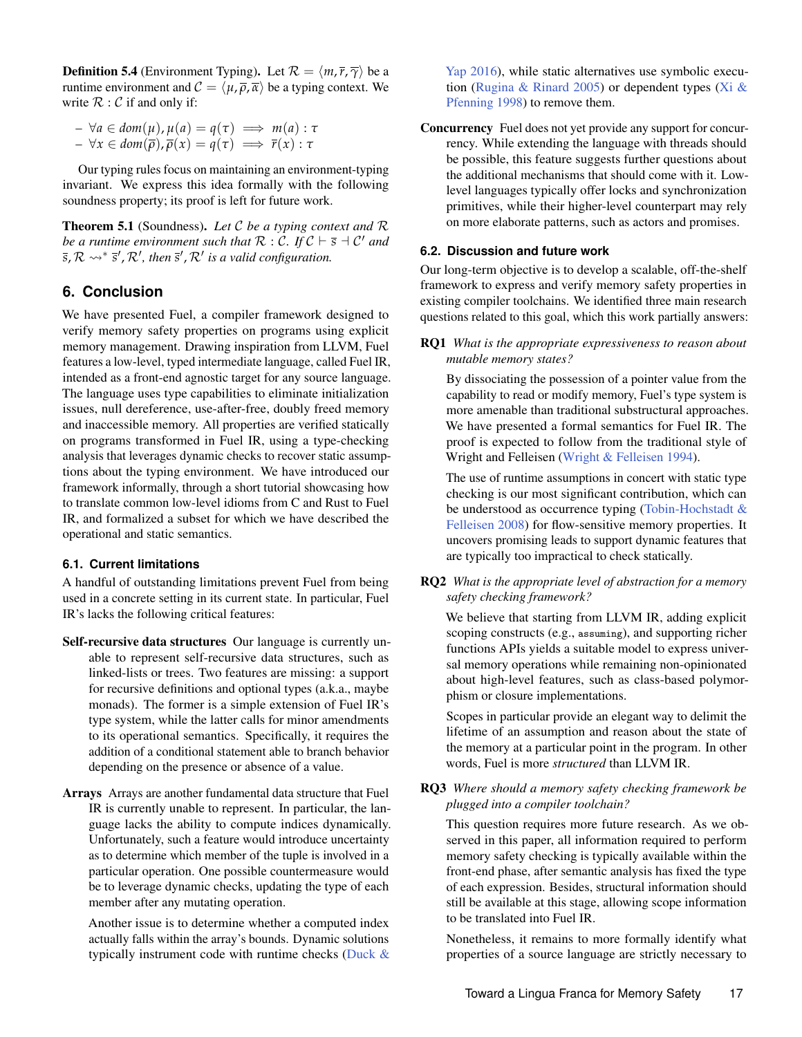**Definition 5.4** (Environment Typing)**.** Let $\mathcal{R} = \langle m, \overline{r}, \overline{\gamma} \rangle$ be a runtime environment and $\mathcal{C} = \langle \mu, \overline{\rho}, \overline{\alpha} \rangle$ be a typing context. We write $\mathcal{R} : \mathcal{C}$ if and only if:

- $\forall a \in dom(\mu), \mu(a) = q(\tau) \implies m(a) : \tau$
- $\forall x \in dom(\overline{\rho}), \overline{\rho}(x) = q(\tau) \implies \overline{r}(x) : \tau$

Our typing rules focus on maintaining an environment-typing invariant. We express this idea formally with the following soundness property; its proof is left for future work.

**Theorem 5.1** (Soundness)**.** *Let $\mathcal{C}$ be a typing context and $\mathcal{R}$ be a runtime environment such that $\mathcal{R} : \mathcal{C}$. If $\mathcal{C} \vdash \overline{s} \dashv \mathcal{C}'$ and $\overline{s}, \mathcal{R} \rightsquigarrow^* \overline{s}', \mathcal{R}'$, then $\overline{s}', \mathcal{R}'$ is a valid configuration.*

## 6. Conclusion

We have presented Fuel, a compiler framework designed to verify memory safety properties on programs using explicit memory management. Drawing inspiration from LLVM, Fuel features a low-level, typed intermediate language, called Fuel IR, intended as a front-end agnostic target for any source language. The language uses type capabilities to eliminate initialization issues, null dereference, use-after-free, doubly freed memory and inaccessible memory. All properties are verified statically on programs transformed in Fuel IR, using a type-checking analysis that leverages dynamic checks to recover static assumptions about the typing environment. We have introduced our framework informally, through a short tutorial showcasing how to translate common low-level idioms from C and Rust to Fuel IR, and formalized a subset for which we have described the operational and static semantics.

### 6.1. Current limitations

A handful of outstanding limitations prevent Fuel from being used in a concrete setting in its current state. In particular, Fuel IR's lacks the following critical features:

**Self-recursive data structures** Our language is currently unable to represent self-recursive data structures, such as linked-lists or trees. Two features are missing: a support for recursive definitions and optional types (a.k.a., maybe monads). The former is a simple extension of Fuel IR's type system, while the latter calls for minor amendments to its operational semantics. Specifically, it requires the addition of a conditional statement able to branch behavior depending on the presence or absence of a value.

**Arrays** Arrays are another fundamental data structure that Fuel IR is currently unable to represent. In particular, the language lacks the ability to compute indices dynamically. Unfortunately, such a feature would introduce uncertainty as to determine which member of the tuple is involved in a particular operation. One possible countermeasure would be to leverage dynamic checks, updating the type of each member after any mutating operation.

Another issue is to determine whether a computed index actually falls within the array's bounds. Dynamic solutions typically instrument code with runtime checks (Duck & Yap 2016), while static alternatives use symbolic execution (Rugina & Rinard 2005) or dependent types (Xi & Pfenning 1998) to remove them.

**Concurrency** Fuel does not yet provide any support for concurrency. While extending the language with threads should be possible, this feature suggests further questions about the additional mechanisms that should come with it. Low-level languages typically offer locks and synchronization primitives, while their higher-level counterpart may rely on more elaborate patterns, such as actors and promises.

### 6.2. Discussion and future work

Our long-term objective is to develop a scalable, off-the-shelf framework to express and verify memory safety properties in existing compiler toolchains. We identified three main research questions related to this goal, which this work partially answers:

**RQ1** *What is the appropriate expressiveness to reason about mutable memory states?*

By dissociating the possession of a pointer value from the capability to read or modify memory, Fuel's type system is more amenable than traditional substructural approaches. We have presented a formal semantics for Fuel IR. The proof is expected to follow from the traditional style of Wright and Felleisen (Wright & Felleisen 1994).

The use of runtime assumptions in concert with static type checking is our most significant contribution, which can be understood as occurrence typing (Tobin-Hochstadt & Felleisen 2008) for flow-sensitive memory properties. It uncovers promising leads to support dynamic features that are typically too impractical to check statically.

**RQ2** *What is the appropriate level of abstraction for a memory safety checking framework?*

We believe that starting from LLVM IR, adding explicit scoping constructs (e.g., `assuming`), and supporting richer functions APIs yields a suitable model to express universal memory operations while remaining non-opinionated about high-level features, such as class-based polymorphism or closure implementations.

Scopes in particular provide an elegant way to delimit the lifetime of an assumption and reason about the state of the memory at a particular point in the program. In other words, Fuel is more *structured* than LLVM IR.

**RQ3** *Where should a memory safety checking framework be plugged into a compiler toolchain?*

This question requires more future research. As we observed in this paper, all information required to perform memory safety checking is typically available within the front-end phase, after semantic analysis has fixed the type of each expression. Besides, structural information should still be available at this stage, allowing scope information to be translated into Fuel IR.

Nonetheless, it remains to more formally identify what properties of a source language are strictly necessary to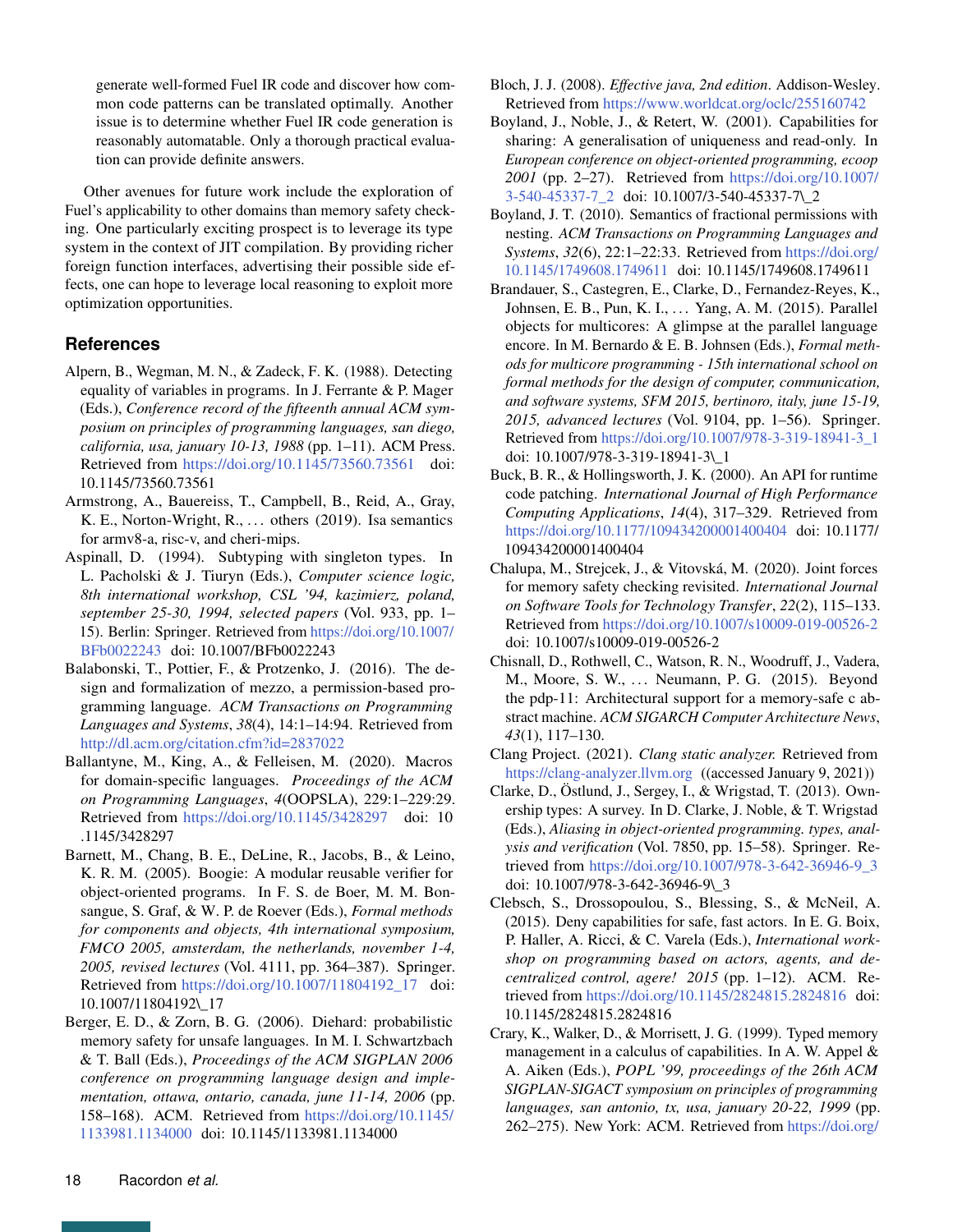generate well-formed Fuel IR code and discover how common code patterns can be translated optimally. Another issue is to determine whether Fuel IR code generation is reasonably automatable. Only a thorough practical evaluation can provide definite answers.

Other avenues for future work include the exploration of Fuel's applicability to other domains than memory safety checking. One particularly exciting prospect is to leverage its type system in the context of JIT compilation. By providing richer foreign function interfaces, advertising their possible side effects, one can hope to leverage local reasoning to exploit more optimization opportunities.

## References

Alpern, B., Wegman, M. N., & Zadeck, F. K. (1988). Detecting equality of variables in programs. In J. Ferrante & P. Mager (Eds.), *Conference record of the fifteenth annual ACM symposium on principles of programming languages, san diego, california, usa, january 10-13, 1988* (pp. 1–11). ACM Press. Retrieved from https://doi.org/10.1145/73560.73561 doi: 10.1145/73560.73561

Armstrong, A., Bauereiss, T., Campbell, B., Reid, A., Gray, K. E., Norton-Wright, R., ... others (2019). Isa semantics for armv8-a, risc-v, and cheri-mips.

Aspinall, D. (1994). Subtyping with singleton types. In L. Pacholski & J. Tiuryn (Eds.), *Computer science logic, 8th international workshop, CSL '94, kazimierz, poland, september 25-30, 1994, selected papers* (Vol. 933, pp. 1–15). Berlin: Springer. Retrieved from https://doi.org/10.1007/BFb0022243 doi: 10.1007/BFb0022243

Balabonski, T., Pottier, F., & Protzenko, J. (2016). The design and formalization of mezzo, a permission-based programming language. *ACM Transactions on Programming Languages and Systems*, *38*(4), 14:1–14:94. Retrieved from http://dl.acm.org/citation.cfm?id=2837022

Ballantyne, M., King, A., & Felleisen, M. (2020). Macros for domain-specific languages. *Proceedings of the ACM on Programming Languages*, *4*(OOPSLA), 229:1–229:29. Retrieved from https://doi.org/10.1145/3428297 doi: 10.1145/3428297

Barnett, M., Chang, B. E., DeLine, R., Jacobs, B., & Leino, K. R. M. (2005). Boogie: A modular reusable verifier for object-oriented programs. In F. S. de Boer, M. M. Bonsangue, S. Graf, & W. P. de Roever (Eds.), *Formal methods for components and objects, 4th international symposium, FMCO 2005, amsterdam, the netherlands, november 1-4, 2005, revised lectures* (Vol. 4111, pp. 364–387). Springer. Retrieved from https://doi.org/10.1007/11804192_17 doi: 10.1007/11804192\_17

Berger, E. D., & Zorn, B. G. (2006). Diehard: probabilistic memory safety for unsafe languages. In M. I. Schwartzbach & T. Ball (Eds.), *Proceedings of the ACM SIGPLAN 2006 conference on programming language design and implementation, ottawa, ontario, canada, june 11-14, 2006* (pp. 158–168). ACM. Retrieved from https://doi.org/10.1145/1133981.1134000 doi: 10.1145/1133981.1134000

Bloch, J. J. (2008). *Effective java, 2nd edition*. Addison-Wesley. Retrieved from https://www.worldcat.org/oclc/255160742

Boyland, J., Noble, J., & Retert, W. (2001). Capabilities for sharing: A generalisation of uniqueness and read-only. In *European conference on object-oriented programming, ecoop 2001* (pp. 2–27). Retrieved from https://doi.org/10.1007/3-540-45337-7_2 doi: 10.1007/3-540-45337-7\_2

Boyland, J. T. (2010). Semantics of fractional permissions with nesting. *ACM Transactions on Programming Languages and Systems*, *32*(6), 22:1–22:33. Retrieved from https://doi.org/10.1145/1749608.1749611 doi: 10.1145/1749608.1749611

Brandauer, S., Castegren, E., Clarke, D., Fernandez-Reyes, K., Johnsen, E. B., Pun, K. I., ... Yang, A. M. (2015). Parallel objects for multicores: A glimpse at the parallel language encore. In M. Bernardo & E. B. Johnsen (Eds.), *Formal methods for multicore programming - 15th international school on formal methods for the design of computer, communication, and software systems, SFM 2015, bertinoro, italy, june 15-19, 2015, advanced lectures* (Vol. 9104, pp. 1–56). Springer. Retrieved from https://doi.org/10.1007/978-3-319-18941-3_1 doi: 10.1007/978-3-319-18941-3\_1

Buck, B. R., & Hollingsworth, J. K. (2000). An API for runtime code patching. *International Journal of High Performance Computing Applications*, *14*(4), 317–329. Retrieved from https://doi.org/10.1177/109434200001400404 doi: 10.1177/109434200001400404

Chalupa, M., Strejcek, J., & Vitovská, M. (2020). Joint forces for memory safety checking revisited. *International Journal on Software Tools for Technology Transfer*, *22*(2), 115–133. Retrieved from https://doi.org/10.1007/s10009-019-00526-2 doi: 10.1007/s10009-019-00526-2

Chisnall, D., Rothwell, C., Watson, R. N., Woodruff, J., Vadera, M., Moore, S. W., ... Neumann, P. G. (2015). Beyond the pdp-11: Architectural support for a memory-safe c abstract machine. *ACM SIGARCH Computer Architecture News*, *43*(1), 117–130.

Clang Project. (2021). *Clang static analyzer.* Retrieved from https://clang-analyzer.llvm.org ((accessed January 9, 2021))

Clarke, D., Östlund, J., Sergey, I., & Wrigstad, T. (2013). Ownership types: A survey. In D. Clarke, J. Noble, & T. Wrigstad (Eds.), *Aliasing in object-oriented programming. types, analysis and verification* (Vol. 7850, pp. 15–58). Springer. Retrieved from https://doi.org/10.1007/978-3-642-36946-9_3 doi: 10.1007/978-3-642-36946-9\_3

Clebsch, S., Drossopoulou, S., Blessing, S., & McNeil, A. (2015). Deny capabilities for safe, fast actors. In E. G. Boix, P. Haller, A. Ricci, & C. Varela (Eds.), *International workshop on programming based on actors, agents, and decentralized control, agere! 2015* (pp. 1–12). ACM. Retrieved from https://doi.org/10.1145/2824815.2824816 doi: 10.1145/2824815.2824816

Crary, K., Walker, D., & Morrisett, J. G. (1999). Typed memory management in a calculus of capabilities. In A. W. Appel & A. Aiken (Eds.), *POPL '99, proceedings of the 26th ACM SIGPLAN-SIGACT symposium on principles of programming languages, san antonio, tx, usa, january 20-22, 1999* (pp. 262–275). New York: ACM. Retrieved from https://doi.org/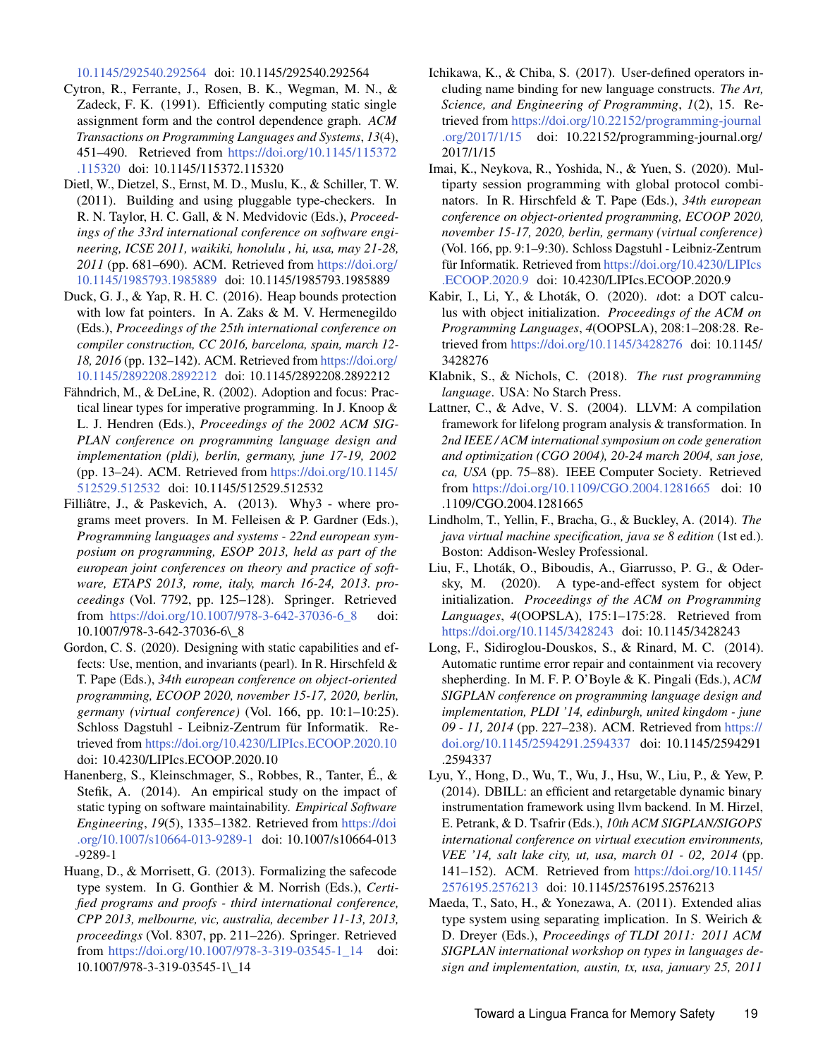10.1145/292540.292564 doi: 10.1145/292540.292564

Cytron, R., Ferrante, J., Rosen, B. K., Wegman, M. N., & Zadeck, F. K. (1991). Efficiently computing static single assignment form and the control dependence graph. *ACM Transactions on Programming Languages and Systems*, *13*(4), 451–490. Retrieved from https://doi.org/10.1145/115372.115320 doi: 10.1145/115372.115320

Dietl, W., Dietzel, S., Ernst, M. D., Muslu, K., & Schiller, T. W. (2011). Building and using pluggable type-checkers. In R. N. Taylor, H. C. Gall, & N. Medvidovic (Eds.), *Proceedings of the 33rd international conference on software engineering, ICSE 2011, waikiki, honolulu , hi, usa, may 21-28, 2011* (pp. 681–690). ACM. Retrieved from https://doi.org/10.1145/1985793.1985889 doi: 10.1145/1985793.1985889

Duck, G. J., & Yap, R. H. C. (2016). Heap bounds protection with low fat pointers. In A. Zaks & M. V. Hermenegildo (Eds.), *Proceedings of the 25th international conference on compiler construction, CC 2016, barcelona, spain, march 12-18, 2016* (pp. 132–142). ACM. Retrieved from https://doi.org/10.1145/2892208.2892212 doi: 10.1145/2892208.2892212

Fähndrich, M., & DeLine, R. (2002). Adoption and focus: Practical linear types for imperative programming. In J. Knoop & L. J. Hendren (Eds.), *Proceedings of the 2002 ACM SIGPLAN conference on programming language design and implementation (pldi), berlin, germany, june 17-19, 2002* (pp. 13–24). ACM. Retrieved from https://doi.org/10.1145/512529.512532 doi: 10.1145/512529.512532

Filliâtre, J., & Paskevich, A. (2013). Why3 - where programs meet provers. In M. Felleisen & P. Gardner (Eds.), *Programming languages and systems - 22nd european symposium on programming, ESOP 2013, held as part of the european joint conferences on theory and practice of software, ETAPS 2013, rome, italy, march 16-24, 2013. proceedings* (Vol. 7792, pp. 125–128). Springer. Retrieved from https://doi.org/10.1007/978-3-642-37036-6_8 doi: 10.1007/978-3-642-37036-6\_8

Gordon, C. S. (2020). Designing with static capabilities and effects: Use, mention, and invariants (pearl). In R. Hirschfeld & T. Pape (Eds.), *34th european conference on object-oriented programming, ECOOP 2020, november 15-17, 2020, berlin, germany (virtual conference)* (Vol. 166, pp. 10:1–10:25). Schloss Dagstuhl - Leibniz-Zentrum für Informatik. Retrieved from https://doi.org/10.4230/LIPIcs.ECOOP.2020.10 doi: 10.4230/LIPIcs.ECOOP.2020.10

Hanenberg, S., Kleinschmager, S., Robbes, R., Tanter, É., & Stefik, A. (2014). An empirical study on the impact of static typing on software maintainability. *Empirical Software Engineering*, *19*(5), 1335–1382. Retrieved from https://doi.org/10.1007/s10664-013-9289-1 doi: 10.1007/s10664-013-9289-1

Huang, D., & Morrisett, G. (2013). Formalizing the safecode type system. In G. Gonthier & M. Norrish (Eds.), *Certified programs and proofs - third international conference, CPP 2013, melbourne, vic, australia, december 11-13, 2013, proceedings* (Vol. 8307, pp. 211–226). Springer. Retrieved from https://doi.org/10.1007/978-3-319-03545-1_14 doi: 10.1007/978-3-319-03545-1\_14

Ichikawa, K., & Chiba, S. (2017). User-defined operators including name binding for new language constructs. *The Art, Science, and Engineering of Programming*, *1*(2), 15. Retrieved from https://doi.org/10.22152/programming-journal.org/2017/1/15 doi: 10.22152/programming-journal.org/2017/1/15

Imai, K., Neykova, R., Yoshida, N., & Yuen, S. (2020). Multiparty session programming with global protocol combinators. In R. Hirschfeld & T. Pape (Eds.), *34th european conference on object-oriented programming, ECOOP 2020, november 15-17, 2020, berlin, germany (virtual conference)* (Vol. 166, pp. 9:1–9:30). Schloss Dagstuhl - Leibniz-Zentrum für Informatik. Retrieved from https://doi.org/10.4230/LIPIcs.ECOOP.2020.9 doi: 10.4230/LIPIcs.ECOOP.2020.9

Kabir, I., Li, Y., & Lhoták, O. (2020). ιdot: a DOT calculus with object initialization. *Proceedings of the ACM on Programming Languages*, *4*(OOPSLA), 208:1–208:28. Retrieved from https://doi.org/10.1145/3428276 doi: 10.1145/3428276

Klabnik, S., & Nichols, C. (2018). *The rust programming language*. USA: No Starch Press.

Lattner, C., & Adve, V. S. (2004). LLVM: A compilation framework for lifelong program analysis & transformation. In *2nd IEEE / ACM international symposium on code generation and optimization (CGO 2004), 20-24 march 2004, san jose, ca, USA* (pp. 75–88). IEEE Computer Society. Retrieved from https://doi.org/10.1109/CGO.2004.1281665 doi: 10.1109/CGO.2004.1281665

Lindholm, T., Yellin, F., Bracha, G., & Buckley, A. (2014). *The java virtual machine specification, java se 8 edition* (1st ed.). Boston: Addison-Wesley Professional.

Liu, F., Lhoták, O., Biboudis, A., Giarrusso, P. G., & Odersky, M. (2020). A type-and-effect system for object initialization. *Proceedings of the ACM on Programming Languages*, *4*(OOPSLA), 175:1–175:28. Retrieved from https://doi.org/10.1145/3428243 doi: 10.1145/3428243

Long, F., Sidiroglou-Douskos, S., & Rinard, M. C. (2014). Automatic runtime error repair and containment via recovery shepherding. In M. F. P. O'Boyle & K. Pingali (Eds.), *ACM SIGPLAN conference on programming language design and implementation, PLDI '14, edinburgh, united kingdom - june 09 - 11, 2014* (pp. 227–238). ACM. Retrieved from https://doi.org/10.1145/2594291.2594337 doi: 10.1145/2594291.2594337

Lyu, Y., Hong, D., Wu, T., Wu, J., Hsu, W., Liu, P., & Yew, P. (2014). DBILL: an efficient and retargetable dynamic binary instrumentation framework using llvm backend. In M. Hirzel, E. Petrank, & D. Tsafrir (Eds.), *10th ACM SIGPLAN/SIGOPS international conference on virtual execution environments, VEE '14, salt lake city, ut, usa, march 01 - 02, 2014* (pp. 141–152). ACM. Retrieved from https://doi.org/10.1145/2576195.2576213 doi: 10.1145/2576195.2576213

Maeda, T., Sato, H., & Yonezawa, A. (2011). Extended alias type system using separating implication. In S. Weirich & D. Dreyer (Eds.), *Proceedings of TLDI 2011: 2011 ACM SIGPLAN international workshop on types in languages design and implementation, austin, tx, usa, january 25, 2011*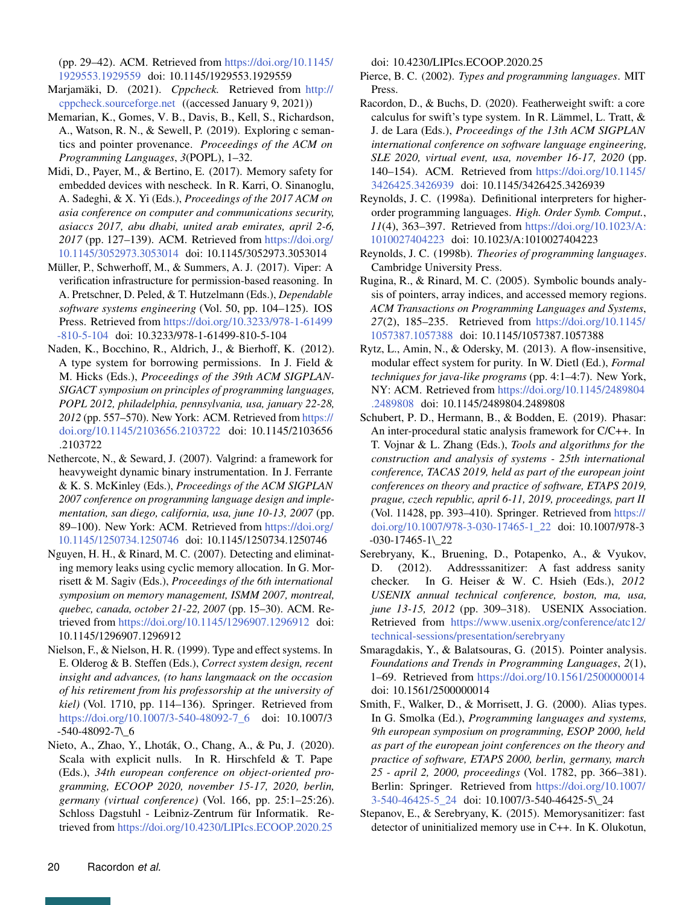(pp. 29–42). ACM. Retrieved from https://doi.org/10.1145/1929553.1929559 doi: 10.1145/1929553.1929559

Marjamäki, D. (2021). *Cppcheck.* Retrieved from http://cppcheck.sourceforge.net ((accessed January 9, 2021))

Memarian, K., Gomes, V. B., Davis, B., Kell, S., Richardson, A., Watson, R. N., & Sewell, P. (2019). Exploring c semantics and pointer provenance. *Proceedings of the ACM on Programming Languages*, *3*(POPL), 1–32.

Midi, D., Payer, M., & Bertino, E. (2017). Memory safety for embedded devices with nescheck. In R. Karri, O. Sinanoglu, A. Sadeghi, & X. Yi (Eds.), *Proceedings of the 2017 ACM on asia conference on computer and communications security, asiaccs 2017, abu dhabi, united arab emirates, april 2-6, 2017* (pp. 127–139). ACM. Retrieved from https://doi.org/10.1145/3052973.3053014 doi: 10.1145/3052973.3053014

Müller, P., Schwerhoff, M., & Summers, A. J. (2017). Viper: A verification infrastructure for permission-based reasoning. In A. Pretschner, D. Peled, & T. Hutzelmann (Eds.), *Dependable software systems engineering* (Vol. 50, pp. 104–125). IOS Press. Retrieved from https://doi.org/10.3233/978-1-61499-810-5-104 doi: 10.3233/978-1-61499-810-5-104

Naden, K., Bocchino, R., Aldrich, J., & Bierhoff, K. (2012). A type system for borrowing permissions. In J. Field & M. Hicks (Eds.), *Proceedings of the 39th ACM SIGPLAN-SIGACT symposium on principles of programming languages, POPL 2012, philadelphia, pennsylvania, usa, january 22-28, 2012* (pp. 557–570). New York: ACM. Retrieved from https://doi.org/10.1145/2103656.2103722 doi: 10.1145/2103656.2103722

Nethercote, N., & Seward, J. (2007). Valgrind: a framework for heavyweight dynamic binary instrumentation. In J. Ferrante & K. S. McKinley (Eds.), *Proceedings of the ACM SIGPLAN 2007 conference on programming language design and implementation, san diego, california, usa, june 10-13, 2007* (pp. 89–100). New York: ACM. Retrieved from https://doi.org/10.1145/1250734.1250746 doi: 10.1145/1250734.1250746

Nguyen, H. H., & Rinard, M. C. (2007). Detecting and eliminating memory leaks using cyclic memory allocation. In G. Morrisett & M. Sagiv (Eds.), *Proceedings of the 6th international symposium on memory management, ISMM 2007, montreal, quebec, canada, october 21-22, 2007* (pp. 15–30). ACM. Retrieved from https://doi.org/10.1145/1296907.1296912 doi: 10.1145/1296907.1296912

Nielson, F., & Nielson, H. R. (1999). Type and effect systems. In E. Olderog & B. Steffen (Eds.), *Correct system design, recent insight and advances, (to hans langmaack on the occasion of his retirement from his professorship at the university of kiel)* (Vol. 1710, pp. 114–136). Springer. Retrieved from https://doi.org/10.1007/3-540-48092-7_6 doi: 10.1007/3-540-48092-7\_6

Nieto, A., Zhao, Y., Lhoták, O., Chang, A., & Pu, J. (2020). Scala with explicit nulls. In R. Hirschfeld & T. Pape (Eds.), *34th european conference on object-oriented programming, ECOOP 2020, november 15-17, 2020, berlin, germany (virtual conference)* (Vol. 166, pp. 25:1–25:26). Schloss Dagstuhl - Leibniz-Zentrum für Informatik. Retrieved from https://doi.org/10.4230/LIPIcs.ECOOP.2020.25 doi: 10.4230/LIPIcs.ECOOP.2020.25

Pierce, B. C. (2002). *Types and programming languages*. MIT Press.

Racordon, D., & Buchs, D. (2020). Featherweight swift: a core calculus for swift's type system. In R. Lämmel, L. Tratt, & J. de Lara (Eds.), *Proceedings of the 13th ACM SIGPLAN international conference on software language engineering, SLE 2020, virtual event, usa, november 16-17, 2020* (pp. 140–154). ACM. Retrieved from https://doi.org/10.1145/3426425.3426939 doi: 10.1145/3426425.3426939

Reynolds, J. C. (1998a). Definitional interpreters for higher-order programming languages. *High. Order Symb. Comput.*, *11*(4), 363–397. Retrieved from https://doi.org/10.1023/A:1010027404223 doi: 10.1023/A:1010027404223

Reynolds, J. C. (1998b). *Theories of programming languages*. Cambridge University Press.

Rugina, R., & Rinard, M. C. (2005). Symbolic bounds analysis of pointers, array indices, and accessed memory regions. *ACM Transactions on Programming Languages and Systems*, *27*(2), 185–235. Retrieved from https://doi.org/10.1145/1057387.1057388 doi: 10.1145/1057387.1057388

Rytz, L., Amin, N., & Odersky, M. (2013). A flow-insensitive, modular effect system for purity. In W. Dietl (Ed.), *Formal techniques for java-like programs* (pp. 4:1–4:7). New York, NY: ACM. Retrieved from https://doi.org/10.1145/2489804.2489808 doi: 10.1145/2489804.2489808

Schubert, P. D., Hermann, B., & Bodden, E. (2019). Phasar: An inter-procedural static analysis framework for C/C++. In T. Vojnar & L. Zhang (Eds.), *Tools and algorithms for the construction and analysis of systems - 25th international conference, TACAS 2019, held as part of the european joint conferences on theory and practice of software, ETAPS 2019, prague, czech republic, april 6-11, 2019, proceedings, part II* (Vol. 11428, pp. 393–410). Springer. Retrieved from https://doi.org/10.1007/978-3-030-17465-1_22 doi: 10.1007/978-3-030-17465-1\_22

Serebryany, K., Bruening, D., Potapenko, A., & Vyukov, D. (2012). Addresssanitizer: A fast address sanity checker. In G. Heiser & W. C. Hsieh (Eds.), *2012 USENIX annual technical conference, boston, ma, usa, june 13-15, 2012* (pp. 309–318). USENIX Association. Retrieved from https://www.usenix.org/conference/atc12/technical-sessions/presentation/serebryany

Smaragdakis, Y., & Balatsouras, G. (2015). Pointer analysis. *Foundations and Trends in Programming Languages*, *2*(1), 1–69. Retrieved from https://doi.org/10.1561/2500000014 doi: 10.1561/2500000014

Smith, F., Walker, D., & Morrisett, J. G. (2000). Alias types. In G. Smolka (Ed.), *Programming languages and systems, 9th european symposium on programming, ESOP 2000, held as part of the european joint conferences on the theory and practice of software, ETAPS 2000, berlin, germany, march 25 - april 2, 2000, proceedings* (Vol. 1782, pp. 366–381). Berlin: Springer. Retrieved from https://doi.org/10.1007/3-540-46425-5_24 doi: 10.1007/3-540-46425-5\_24

Stepanov, E., & Serebryany, K. (2015). Memorysanitizer: fast detector of uninitialized memory use in C++. In K. Olukotun,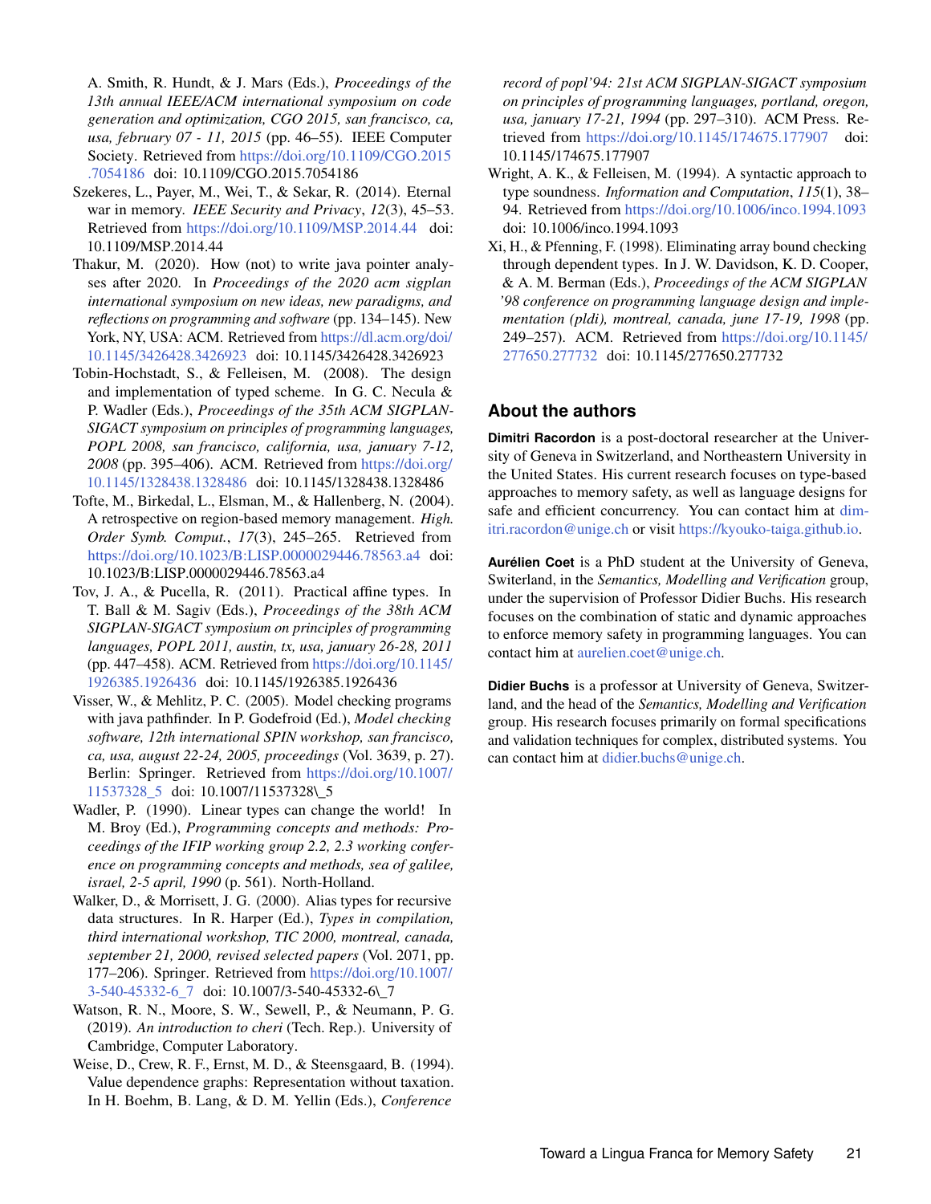A. Smith, R. Hundt, & J. Mars (Eds.), *Proceedings of the 13th annual IEEE/ACM international symposium on code generation and optimization, CGO 2015, san francisco, ca, usa, february 07 - 11, 2015* (pp. 46–55). IEEE Computer Society. Retrieved from https://doi.org/10.1109/CGO.2015.7054186 doi: 10.1109/CGO.2015.7054186

Szekeres, L., Payer, M., Wei, T., & Sekar, R. (2014). Eternal war in memory. *IEEE Security and Privacy*, *12*(3), 45–53. Retrieved from https://doi.org/10.1109/MSP.2014.44 doi: 10.1109/MSP.2014.44

Thakur, M. (2020). How (not) to write java pointer analyses after 2020. In *Proceedings of the 2020 acm sigplan international symposium on new ideas, new paradigms, and reflections on programming and software* (pp. 134–145). New York, NY, USA: ACM. Retrieved from https://dl.acm.org/doi/10.1145/3426428.3426923 doi: 10.1145/3426428.3426923

Tobin-Hochstadt, S., & Felleisen, M. (2008). The design and implementation of typed scheme. In G. C. Necula & P. Wadler (Eds.), *Proceedings of the 35th ACM SIGPLAN-SIGACT symposium on principles of programming languages, POPL 2008, san francisco, california, usa, january 7-12, 2008* (pp. 395–406). ACM. Retrieved from https://doi.org/10.1145/1328438.1328486 doi: 10.1145/1328438.1328486

Tofte, M., Birkedal, L., Elsman, M., & Hallenberg, N. (2004). A retrospective on region-based memory management. *High. Order Symb. Comput.*, *17*(3), 245–265. Retrieved from https://doi.org/10.1023/B:LISP.0000029446.78563.a4 doi: 10.1023/B:LISP.0000029446.78563.a4

Tov, J. A., & Pucella, R. (2011). Practical affine types. In T. Ball & M. Sagiv (Eds.), *Proceedings of the 38th ACM SIGPLAN-SIGACT symposium on principles of programming languages, POPL 2011, austin, tx, usa, january 26-28, 2011* (pp. 447–458). ACM. Retrieved from https://doi.org/10.1145/1926385.1926436 doi: 10.1145/1926385.1926436

Visser, W., & Mehlitz, P. C. (2005). Model checking programs with java pathfinder. In P. Godefroid (Ed.), *Model checking software, 12th international SPIN workshop, san francisco, ca, usa, august 22-24, 2005, proceedings* (Vol. 3639, p. 27). Berlin: Springer. Retrieved from https://doi.org/10.1007/11537328\_5 doi: 10.1007/11537328\_5

Wadler, P. (1990). Linear types can change the world! In M. Broy (Ed.), *Programming concepts and methods: Proceedings of the IFIP working group 2.2, 2.3 working conference on programming concepts and methods, sea of galilee, israel, 2-5 april, 1990* (p. 561). North-Holland.

Walker, D., & Morrisett, J. G. (2000). Alias types for recursive data structures. In R. Harper (Ed.), *Types in compilation, third international workshop, TIC 2000, montreal, canada, september 21, 2000, revised selected papers* (Vol. 2071, pp. 177–206). Springer. Retrieved from https://doi.org/10.1007/3-540-45332-6_7 doi: 10.1007/3-540-45332-6\_7

Watson, R. N., Moore, S. W., Sewell, P., & Neumann, P. G. (2019). *An introduction to cheri* (Tech. Rep.). University of Cambridge, Computer Laboratory.

Weise, D., Crew, R. F., Ernst, M. D., & Steensgaard, B. (1994). Value dependence graphs: Representation without taxation. In H. Boehm, B. Lang, & D. M. Yellin (Eds.), *Conference record of popl'94: 21st ACM SIGPLAN-SIGACT symposium on principles of programming languages, portland, oregon, usa, january 17-21, 1994* (pp. 297–310). ACM Press. Retrieved from https://doi.org/10.1145/174675.177907 doi: 10.1145/174675.177907

Wright, A. K., & Felleisen, M. (1994). A syntactic approach to type soundness. *Information and Computation*, *115*(1), 38–94. Retrieved from https://doi.org/10.1006/inco.1994.1093 doi: 10.1006/inco.1994.1093

Xi, H., & Pfenning, F. (1998). Eliminating array bound checking through dependent types. In J. W. Davidson, K. D. Cooper, & A. M. Berman (Eds.), *Proceedings of the ACM SIGPLAN '98 conference on programming language design and implementation (pldi), montreal, canada, june 17-19, 1998* (pp. 249–257). ACM. Retrieved from https://doi.org/10.1145/277650.277732 doi: 10.1145/277650.277732

## About the authors

**Dimitri Racordon** is a post-doctoral researcher at the University of Geneva in Switzerland, and Northeastern University in the United States. His current research focuses on type-based approaches to memory safety, as well as language designs for safe and efficient concurrency. You can contact him at dimitri.racordon@unige.ch or visit https://kyouko-taiga.github.io.

**Aurélien Coet** is a PhD student at the University of Geneva, Switerland, in the *Semantics, Modelling and Verification* group, under the supervision of Professor Didier Buchs. His research focuses on the combination of static and dynamic approaches to enforce memory safety in programming languages. You can contact him at aurelien.coet@unige.ch.

**Didier Buchs** is a professor at University of Geneva, Switzerland, and the head of the *Semantics, Modelling and Verification* group. His research focuses primarily on formal specifications and validation techniques for complex, distributed systems. You can contact him at didier.buchs@unige.ch.